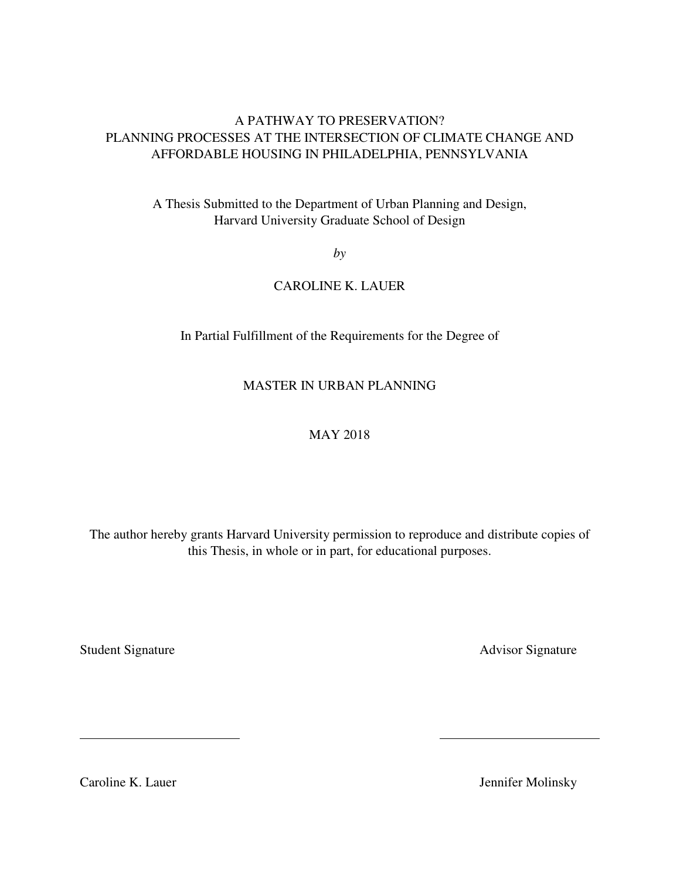# A PATHWAY TO PRESERVATION?
# PLANNING PROCESSES AT THE INTERSECTION OF CLIMATE CHANGE AND AFFORDABLE HOUSING IN PHILADELPHIA, PENNSYLVANIA

A Thesis Submitted to the Department of Urban Planning and Design,
Harvard University Graduate School of Design

*by*

CAROLINE K. LAUER

In Partial Fulfillment of the Requirements for the Degree of

MASTER IN URBAN PLANNING

MAY 2018

The author hereby grants Harvard University permission to reproduce and distribute copies of this Thesis, in whole or in part, for educational purposes.

Student Signature

\_\_\_\_\_\_\_\_\_\_\_\_\_\_\_\_\_\_\_\_\_\_\_\_

Caroline K. Lauer

Advisor Signature

\_\_\_\_\_\_\_\_\_\_\_\_\_\_\_\_\_\_\_\_\_\_\_\_

Jennifer Molinsky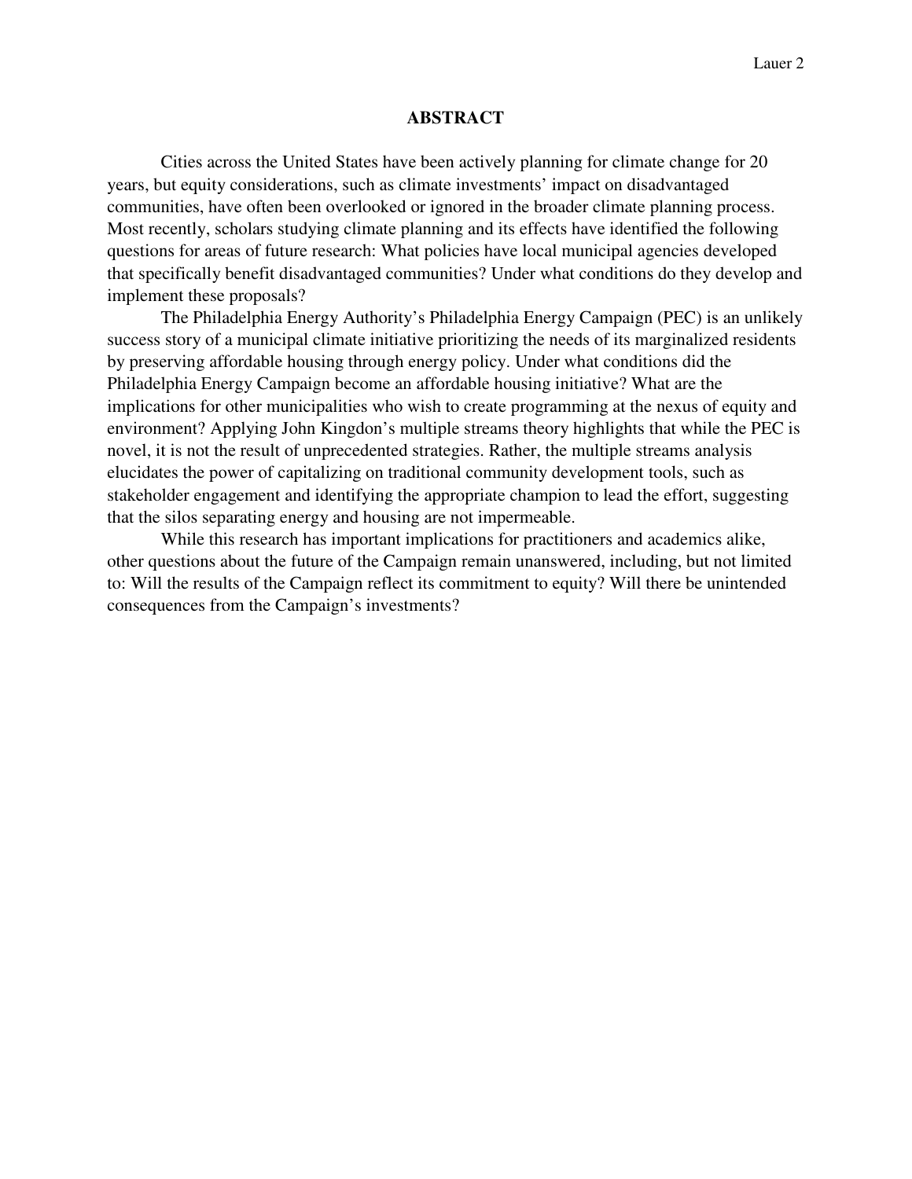## ABSTRACT

Cities across the United States have been actively planning for climate change for 20 years, but equity considerations, such as climate investments' impact on disadvantaged communities, have often been overlooked or ignored in the broader climate planning process. Most recently, scholars studying climate planning and its effects have identified the following questions for areas of future research: What policies have local municipal agencies developed that specifically benefit disadvantaged communities? Under what conditions do they develop and implement these proposals?

The Philadelphia Energy Authority's Philadelphia Energy Campaign (PEC) is an unlikely success story of a municipal climate initiative prioritizing the needs of its marginalized residents by preserving affordable housing through energy policy. Under what conditions did the Philadelphia Energy Campaign become an affordable housing initiative? What are the implications for other municipalities who wish to create programming at the nexus of equity and environment? Applying John Kingdon's multiple streams theory highlights that while the PEC is novel, it is not the result of unprecedented strategies. Rather, the multiple streams analysis elucidates the power of capitalizing on traditional community development tools, such as stakeholder engagement and identifying the appropriate champion to lead the effort, suggesting that the silos separating energy and housing are not impermeable.

While this research has important implications for practitioners and academics alike, other questions about the future of the Campaign remain unanswered, including, but not limited to: Will the results of the Campaign reflect its commitment to equity? Will there be unintended consequences from the Campaign's investments?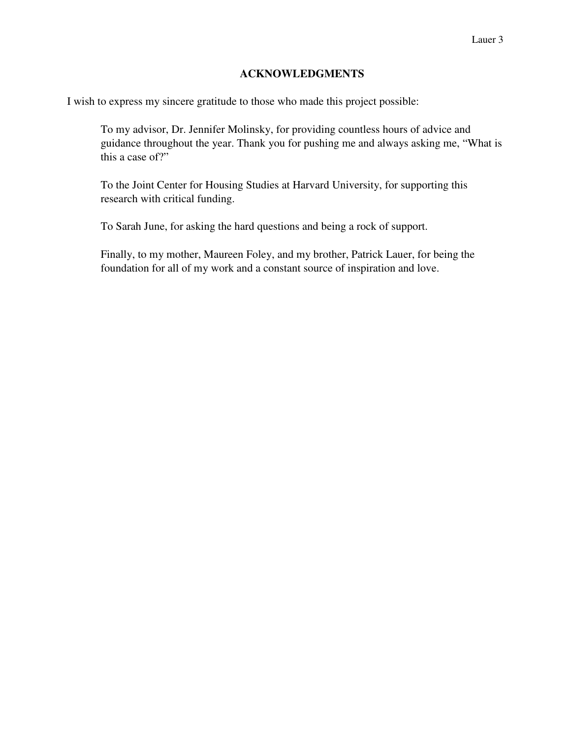# ACKNOWLEDGMENTS

I wish to express my sincere gratitude to those who made this project possible:

To my advisor, Dr. Jennifer Molinsky, for providing countless hours of advice and guidance throughout the year. Thank you for pushing me and always asking me, "What is this a case of?"

To the Joint Center for Housing Studies at Harvard University, for supporting this research with critical funding.

To Sarah June, for asking the hard questions and being a rock of support.

Finally, to my mother, Maureen Foley, and my brother, Patrick Lauer, for being the foundation for all of my work and a constant source of inspiration and love.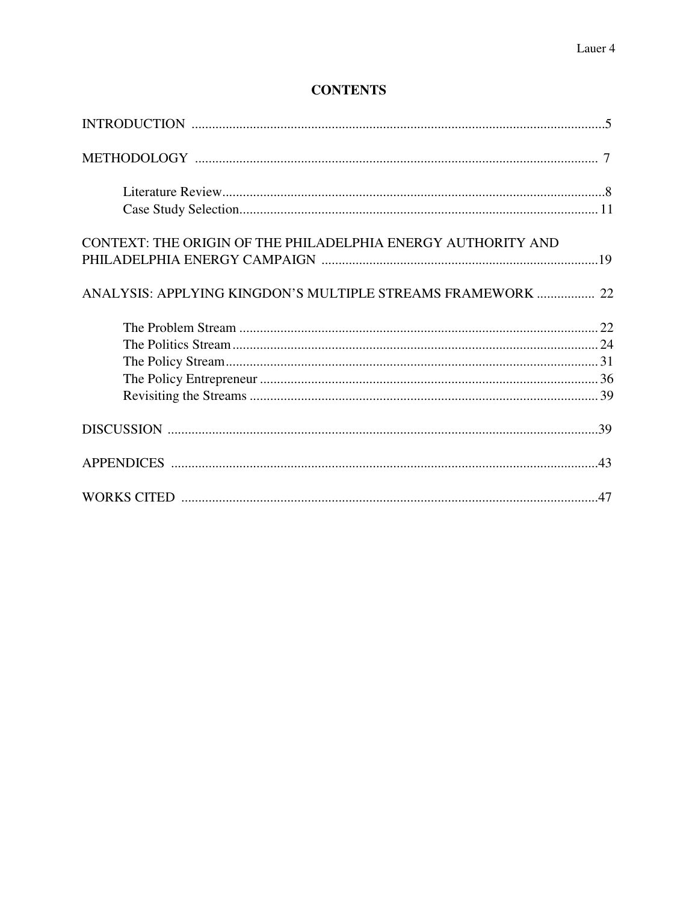# CONTENTS

INTRODUCTION ........................................................................................................................5

METHODOLOGY ..................................................................................................................... 7

- Literature Review..............................................................................................................8
- Case Study Selection........................................................................................................ 11

CONTEXT: THE ORIGIN OF THE PHILADELPHIA ENERGY AUTHORITY AND PHILADELPHIA ENERGY CAMPAIGN .................................................................................19

ANALYSIS: APPLYING KINGDON'S MULTIPLE STREAMS FRAMEWORK ................. 22

- The Problem Stream ........................................................................................................ 22
- The Politics Stream.......................................................................................................... 24
- The Policy Stream............................................................................................................ 31
- The Policy Entrepreneur .................................................................................................. 36
- Revisiting the Streams ..................................................................................................... 39

DISCUSSION ............................................................................................................................39

APPENDICES ...........................................................................................................................43

WORKS CITED .........................................................................................................................47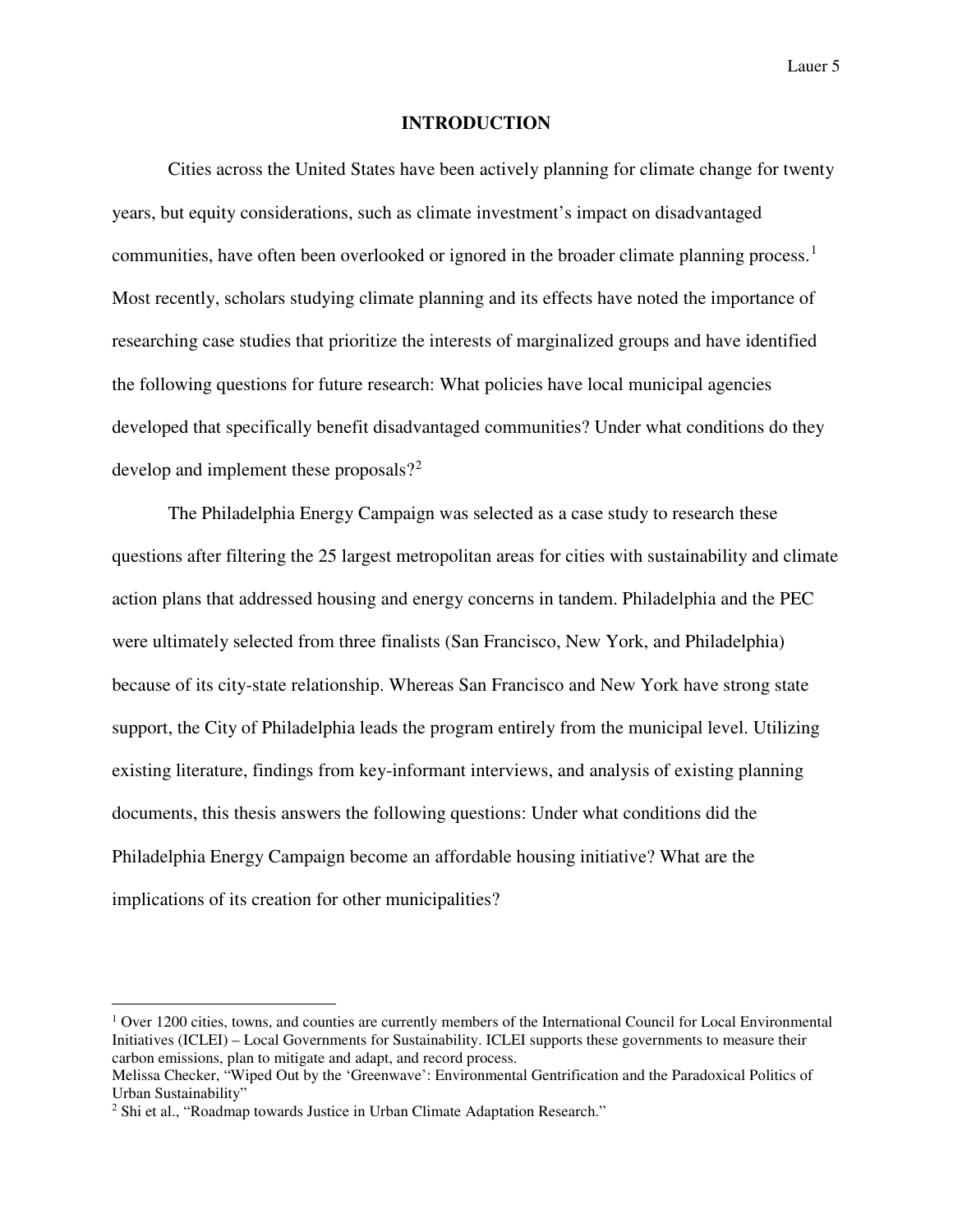# INTRODUCTION

Cities across the United States have been actively planning for climate change for twenty years, but equity considerations, such as climate investment's impact on disadvantaged communities, have often been overlooked or ignored in the broader climate planning process.[1] Most recently, scholars studying climate planning and its effects have noted the importance of researching case studies that prioritize the interests of marginalized groups and have identified the following questions for future research: What policies have local municipal agencies developed that specifically benefit disadvantaged communities? Under what conditions do they develop and implement these proposals?[2]

The Philadelphia Energy Campaign was selected as a case study to research these questions after filtering the 25 largest metropolitan areas for cities with sustainability and climate action plans that addressed housing and energy concerns in tandem. Philadelphia and the PEC were ultimately selected from three finalists (San Francisco, New York, and Philadelphia) because of its city-state relationship. Whereas San Francisco and New York have strong state support, the City of Philadelphia leads the program entirely from the municipal level. Utilizing existing literature, findings from key-informant interviews, and analysis of existing planning documents, this thesis answers the following questions: Under what conditions did the Philadelphia Energy Campaign become an affordable housing initiative? What are the implications of its creation for other municipalities?

---

[1] Over 1200 cities, towns, and counties are currently members of the International Council for Local Environmental Initiatives (ICLEI) – Local Governments for Sustainability. ICLEI supports these governments to measure their carbon emissions, plan to mitigate and adapt, and record process.
Melissa Checker, "Wiped Out by the 'Greenwave': Environmental Gentrification and the Paradoxical Politics of Urban Sustainability"

[2] Shi et al., "Roadmap towards Justice in Urban Climate Adaptation Research."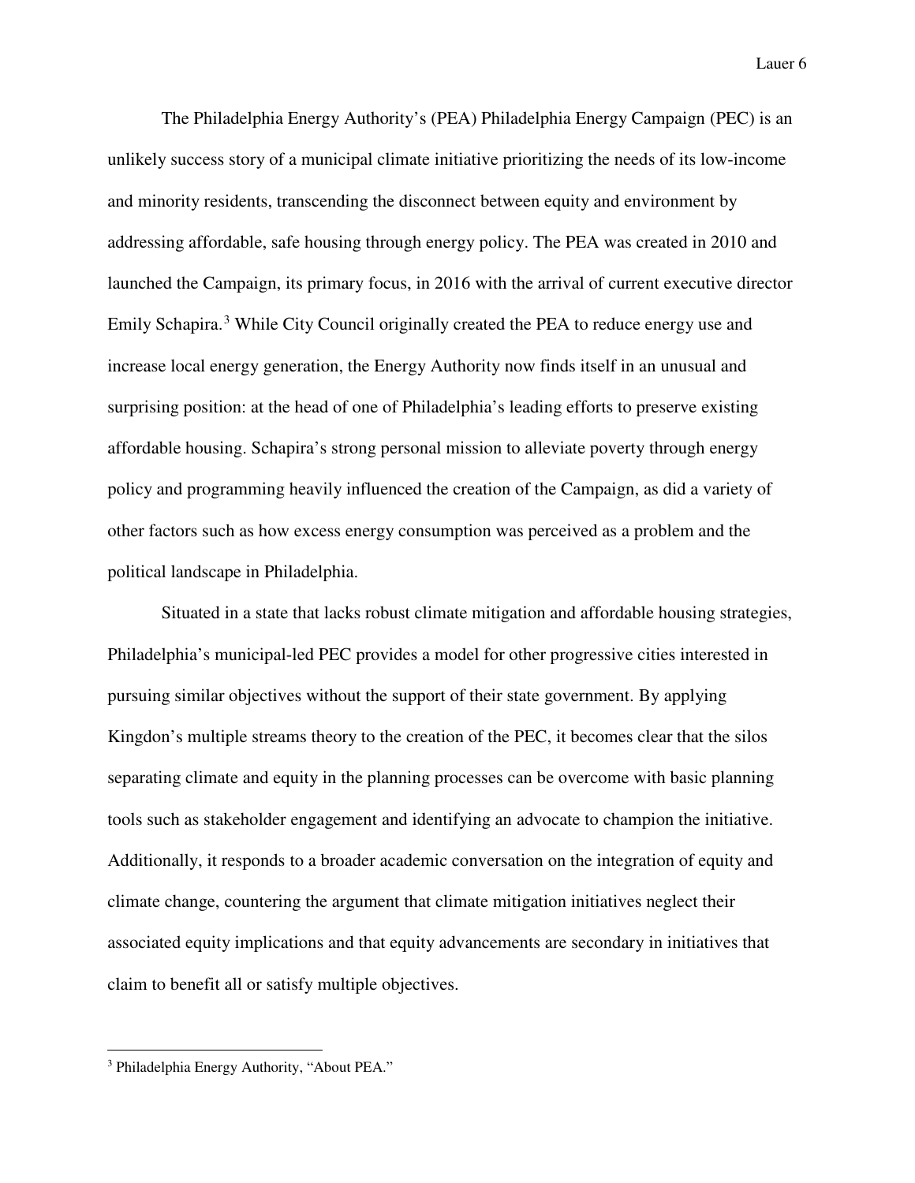The Philadelphia Energy Authority's (PEA) Philadelphia Energy Campaign (PEC) is an unlikely success story of a municipal climate initiative prioritizing the needs of its low-income and minority residents, transcending the disconnect between equity and environment by addressing affordable, safe housing through energy policy. The PEA was created in 2010 and launched the Campaign, its primary focus, in 2016 with the arrival of current executive director Emily Schapira.[3] While City Council originally created the PEA to reduce energy use and increase local energy generation, the Energy Authority now finds itself in an unusual and surprising position: at the head of one of Philadelphia's leading efforts to preserve existing affordable housing. Schapira's strong personal mission to alleviate poverty through energy policy and programming heavily influenced the creation of the Campaign, as did a variety of other factors such as how excess energy consumption was perceived as a problem and the political landscape in Philadelphia.

Situated in a state that lacks robust climate mitigation and affordable housing strategies, Philadelphia's municipal-led PEC provides a model for other progressive cities interested in pursuing similar objectives without the support of their state government. By applying Kingdon's multiple streams theory to the creation of the PEC, it becomes clear that the silos separating climate and equity in the planning processes can be overcome with basic planning tools such as stakeholder engagement and identifying an advocate to champion the initiative. Additionally, it responds to a broader academic conversation on the integration of equity and climate change, countering the argument that climate mitigation initiatives neglect their associated equity implications and that equity advancements are secondary in initiatives that claim to benefit all or satisfy multiple objectives.

---

[3] Philadelphia Energy Authority, "About PEA."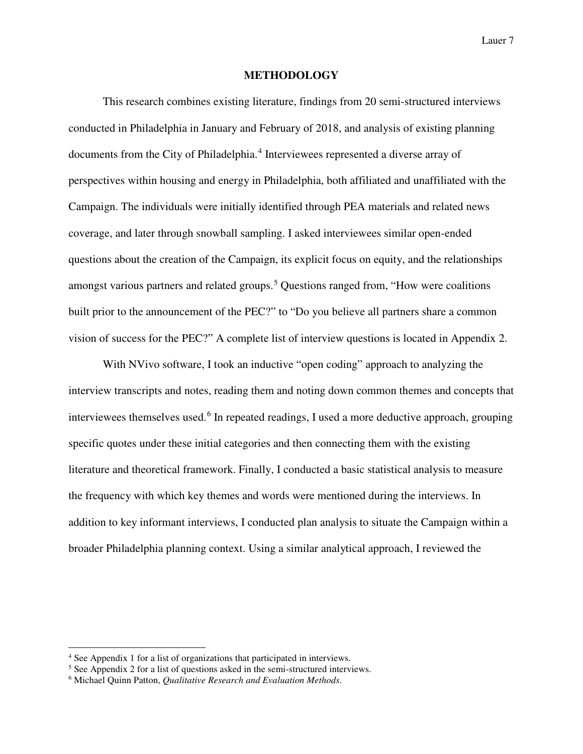# METHODOLOGY

This research combines existing literature, findings from 20 semi-structured interviews conducted in Philadelphia in January and February of 2018, and analysis of existing planning documents from the City of Philadelphia.[4] Interviewees represented a diverse array of perspectives within housing and energy in Philadelphia, both affiliated and unaffiliated with the Campaign. The individuals were initially identified through PEA materials and related news coverage, and later through snowball sampling. I asked interviewees similar open-ended questions about the creation of the Campaign, its explicit focus on equity, and the relationships amongst various partners and related groups.[5] Questions ranged from, "How were coalitions built prior to the announcement of the PEC?" to "Do you believe all partners share a common vision of success for the PEC?" A complete list of interview questions is located in Appendix 2.

With NVivo software, I took an inductive "open coding" approach to analyzing the interview transcripts and notes, reading them and noting down common themes and concepts that interviewees themselves used.[6] In repeated readings, I used a more deductive approach, grouping specific quotes under these initial categories and then connecting them with the existing literature and theoretical framework. Finally, I conducted a basic statistical analysis to measure the frequency with which key themes and words were mentioned during the interviews. In addition to key informant interviews, I conducted plan analysis to situate the Campaign within a broader Philadelphia planning context. Using a similar analytical approach, I reviewed the

---

[4] See Appendix 1 for a list of organizations that participated in interviews.

[5] See Appendix 2 for a list of questions asked in the semi-structured interviews.

[6] Michael Quinn Patton, *Qualitative Research and Evaluation Methods*.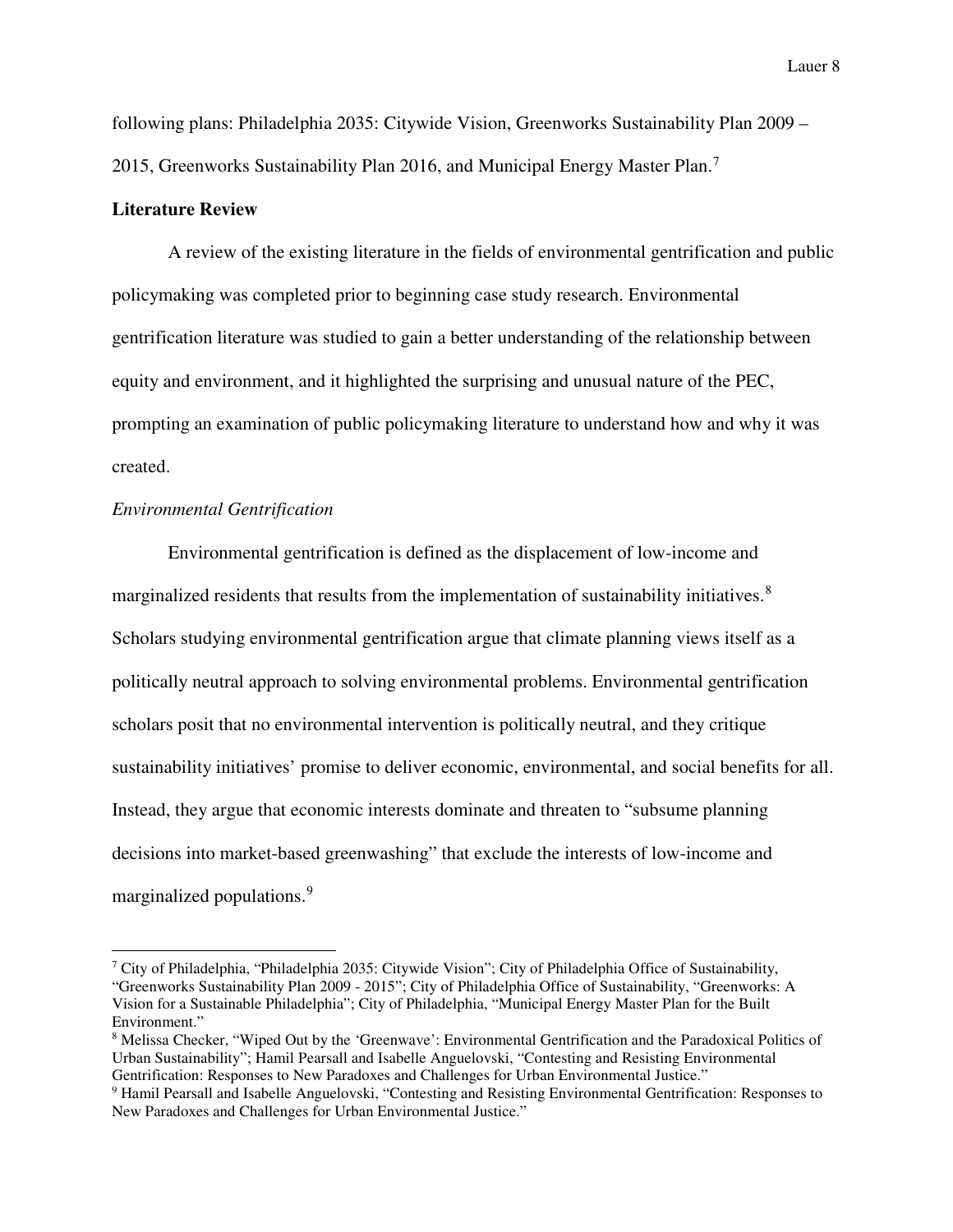following plans: Philadelphia 2035: Citywide Vision, Greenworks Sustainability Plan 2009 – 2015, Greenworks Sustainability Plan 2016, and Municipal Energy Master Plan.[7]

## Literature Review

A review of the existing literature in the fields of environmental gentrification and public policymaking was completed prior to beginning case study research. Environmental gentrification literature was studied to gain a better understanding of the relationship between equity and environment, and it highlighted the surprising and unusual nature of the PEC, prompting an examination of public policymaking literature to understand how and why it was created.

### *Environmental Gentrification*

Environmental gentrification is defined as the displacement of low-income and marginalized residents that results from the implementation of sustainability initiatives.[8] Scholars studying environmental gentrification argue that climate planning views itself as a politically neutral approach to solving environmental problems. Environmental gentrification scholars posit that no environmental intervention is politically neutral, and they critique sustainability initiatives' promise to deliver economic, environmental, and social benefits for all. Instead, they argue that economic interests dominate and threaten to "subsume planning decisions into market-based greenwashing" that exclude the interests of low-income and marginalized populations.[9]

---

[7] City of Philadelphia, "Philadelphia 2035: Citywide Vision"; City of Philadelphia Office of Sustainability, "Greenworks Sustainability Plan 2009 - 2015"; City of Philadelphia Office of Sustainability, "Greenworks: A Vision for a Sustainable Philadelphia"; City of Philadelphia, "Municipal Energy Master Plan for the Built Environment."

[8] Melissa Checker, "Wiped Out by the 'Greenwave': Environmental Gentrification and the Paradoxical Politics of Urban Sustainability"; Hamil Pearsall and Isabelle Anguelovski, "Contesting and Resisting Environmental Gentrification: Responses to New Paradoxes and Challenges for Urban Environmental Justice."

[9] Hamil Pearsall and Isabelle Anguelovski, "Contesting and Resisting Environmental Gentrification: Responses to New Paradoxes and Challenges for Urban Environmental Justice."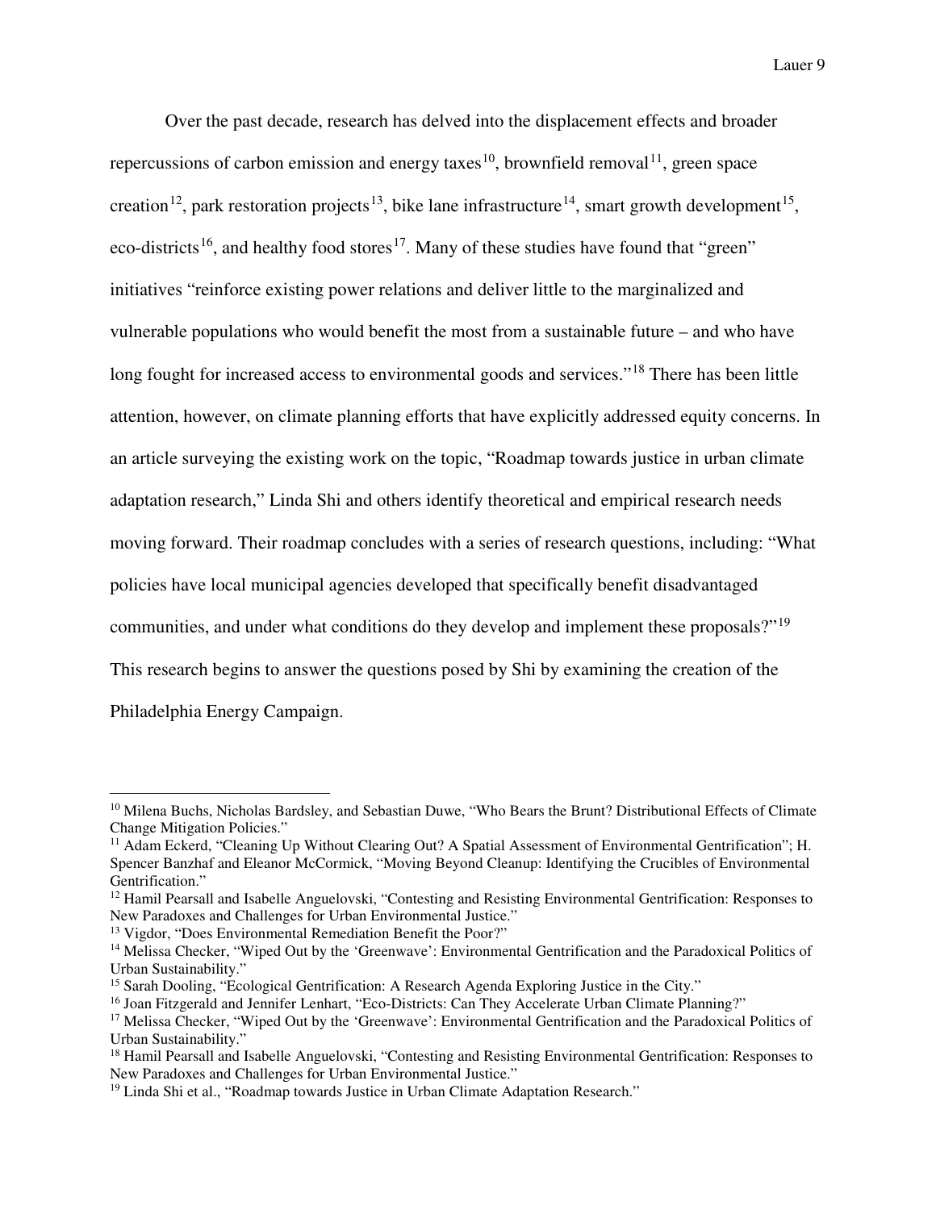Over the past decade, research has delved into the displacement effects and broader repercussions of carbon emission and energy taxes[10], brownfield removal[11], green space creation[12], park restoration projects[13], bike lane infrastructure[14], smart growth development[15], eco-districts[16], and healthy food stores[17]. Many of these studies have found that "green" initiatives "reinforce existing power relations and deliver little to the marginalized and vulnerable populations who would benefit the most from a sustainable future – and who have long fought for increased access to environmental goods and services."[18] There has been little attention, however, on climate planning efforts that have explicitly addressed equity concerns. In an article surveying the existing work on the topic, "Roadmap towards justice in urban climate adaptation research," Linda Shi and others identify theoretical and empirical research needs moving forward. Their roadmap concludes with a series of research questions, including: "What policies have local municipal agencies developed that specifically benefit disadvantaged communities, and under what conditions do they develop and implement these proposals?"[19] This research begins to answer the questions posed by Shi by examining the creation of the Philadelphia Energy Campaign.

---

[10] Milena Buchs, Nicholas Bardsley, and Sebastian Duwe, "Who Bears the Brunt? Distributional Effects of Climate Change Mitigation Policies."

[11] Adam Eckerd, "Cleaning Up Without Clearing Out? A Spatial Assessment of Environmental Gentrification"; H. Spencer Banzhaf and Eleanor McCormick, "Moving Beyond Cleanup: Identifying the Crucibles of Environmental Gentrification."

[12] Hamil Pearsall and Isabelle Anguelovski, "Contesting and Resisting Environmental Gentrification: Responses to New Paradoxes and Challenges for Urban Environmental Justice."

[13] Vigdor, "Does Environmental Remediation Benefit the Poor?"

[14] Melissa Checker, "Wiped Out by the 'Greenwave': Environmental Gentrification and the Paradoxical Politics of Urban Sustainability."

[15] Sarah Dooling, "Ecological Gentrification: A Research Agenda Exploring Justice in the City."

[16] Joan Fitzgerald and Jennifer Lenhart, "Eco-Districts: Can They Accelerate Urban Climate Planning?"

[17] Melissa Checker, "Wiped Out by the 'Greenwave': Environmental Gentrification and the Paradoxical Politics of Urban Sustainability."

[18] Hamil Pearsall and Isabelle Anguelovski, "Contesting and Resisting Environmental Gentrification: Responses to New Paradoxes and Challenges for Urban Environmental Justice."

[19] Linda Shi et al., "Roadmap towards Justice in Urban Climate Adaptation Research."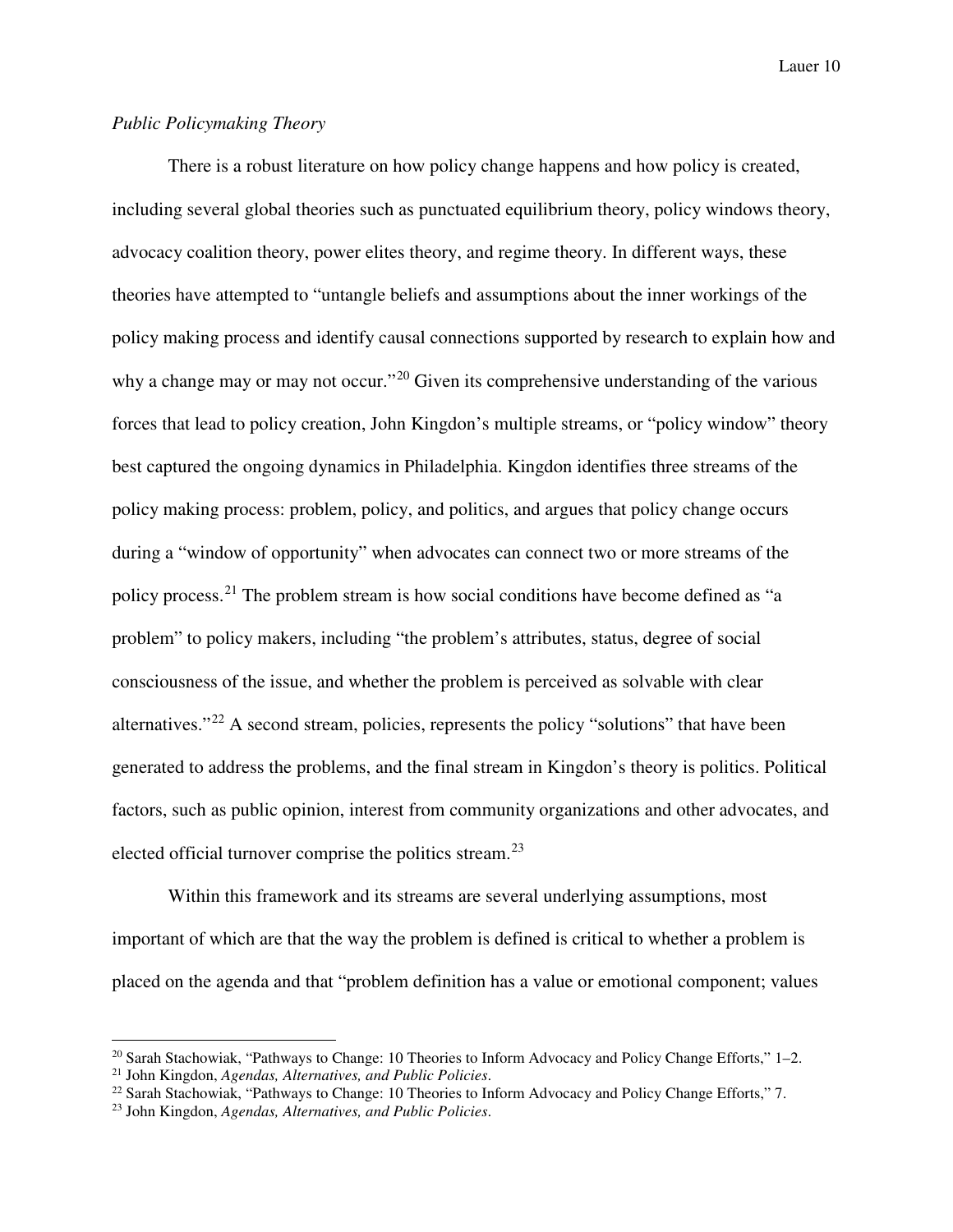*Public Policymaking Theory*

There is a robust literature on how policy change happens and how policy is created, including several global theories such as punctuated equilibrium theory, policy windows theory, advocacy coalition theory, power elites theory, and regime theory. In different ways, these theories have attempted to "untangle beliefs and assumptions about the inner workings of the policy making process and identify causal connections supported by research to explain how and why a change may or may not occur."[20] Given its comprehensive understanding of the various forces that lead to policy creation, John Kingdon's multiple streams, or "policy window" theory best captured the ongoing dynamics in Philadelphia. Kingdon identifies three streams of the policy making process: problem, policy, and politics, and argues that policy change occurs during a "window of opportunity" when advocates can connect two or more streams of the policy process.[21] The problem stream is how social conditions have become defined as "a problem" to policy makers, including "the problem's attributes, status, degree of social consciousness of the issue, and whether the problem is perceived as solvable with clear alternatives."[22] A second stream, policies, represents the policy "solutions" that have been generated to address the problems, and the final stream in Kingdon's theory is politics. Political factors, such as public opinion, interest from community organizations and other advocates, and elected official turnover comprise the politics stream.[23]

Within this framework and its streams are several underlying assumptions, most important of which are that the way the problem is defined is critical to whether a problem is placed on the agenda and that "problem definition has a value or emotional component; values

---

[20] Sarah Stachowiak, "Pathways to Change: 10 Theories to Inform Advocacy and Policy Change Efforts," 1–2.

[21] John Kingdon, *Agendas, Alternatives, and Public Policies*.

[22] Sarah Stachowiak, "Pathways to Change: 10 Theories to Inform Advocacy and Policy Change Efforts," 7.

[23] John Kingdon, *Agendas, Alternatives, and Public Policies*.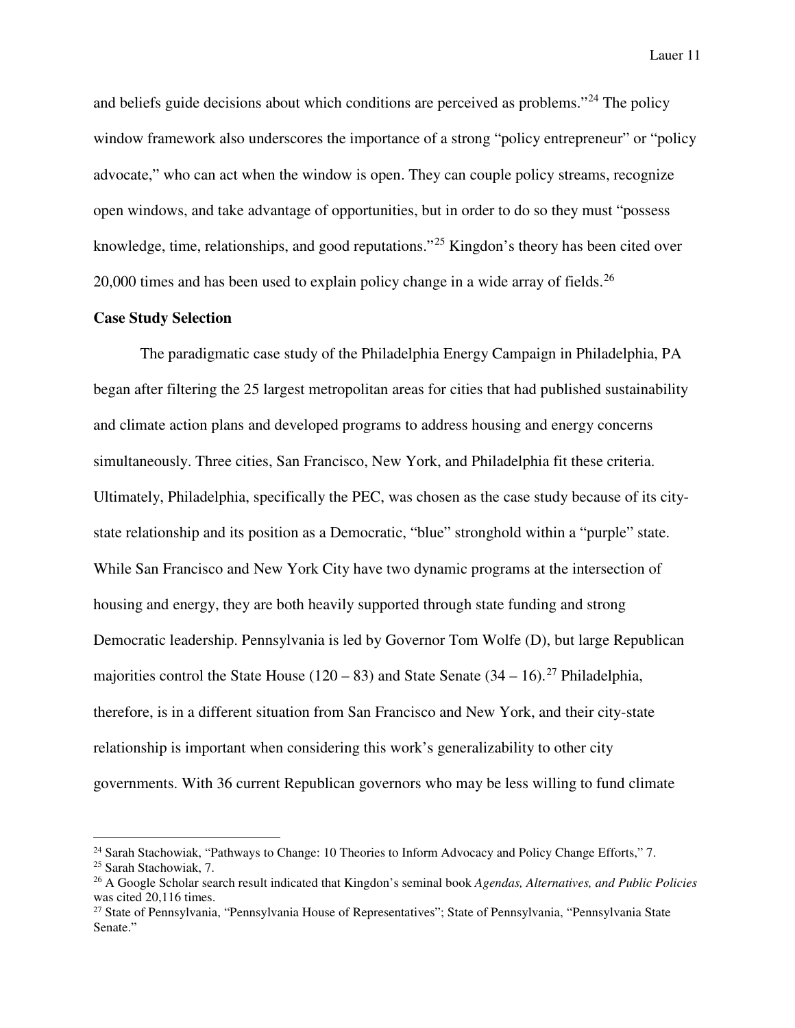and beliefs guide decisions about which conditions are perceived as problems."[24] The policy window framework also underscores the importance of a strong "policy entrepreneur" or "policy advocate," who can act when the window is open. They can couple policy streams, recognize open windows, and take advantage of opportunities, but in order to do so they must "possess knowledge, time, relationships, and good reputations."[25] Kingdon's theory has been cited over 20,000 times and has been used to explain policy change in a wide array of fields.[26]

**Case Study Selection**

The paradigmatic case study of the Philadelphia Energy Campaign in Philadelphia, PA began after filtering the 25 largest metropolitan areas for cities that had published sustainability and climate action plans and developed programs to address housing and energy concerns simultaneously. Three cities, San Francisco, New York, and Philadelphia fit these criteria. Ultimately, Philadelphia, specifically the PEC, was chosen as the case study because of its city-state relationship and its position as a Democratic, "blue" stronghold within a "purple" state. While San Francisco and New York City have two dynamic programs at the intersection of housing and energy, they are both heavily supported through state funding and strong Democratic leadership. Pennsylvania is led by Governor Tom Wolfe (D), but large Republican majorities control the State House (120 – 83) and State Senate (34 – 16).[27] Philadelphia, therefore, is in a different situation from San Francisco and New York, and their city-state relationship is important when considering this work's generalizability to other city governments. With 36 current Republican governors who may be less willing to fund climate

---

[24] Sarah Stachowiak, "Pathways to Change: 10 Theories to Inform Advocacy and Policy Change Efforts," 7.

[25] Sarah Stachowiak, 7.

[26] A Google Scholar search result indicated that Kingdon's seminal book *Agendas, Alternatives, and Public Policies* was cited 20,116 times.

[27] State of Pennsylvania, "Pennsylvania House of Representatives"; State of Pennsylvania, "Pennsylvania State Senate."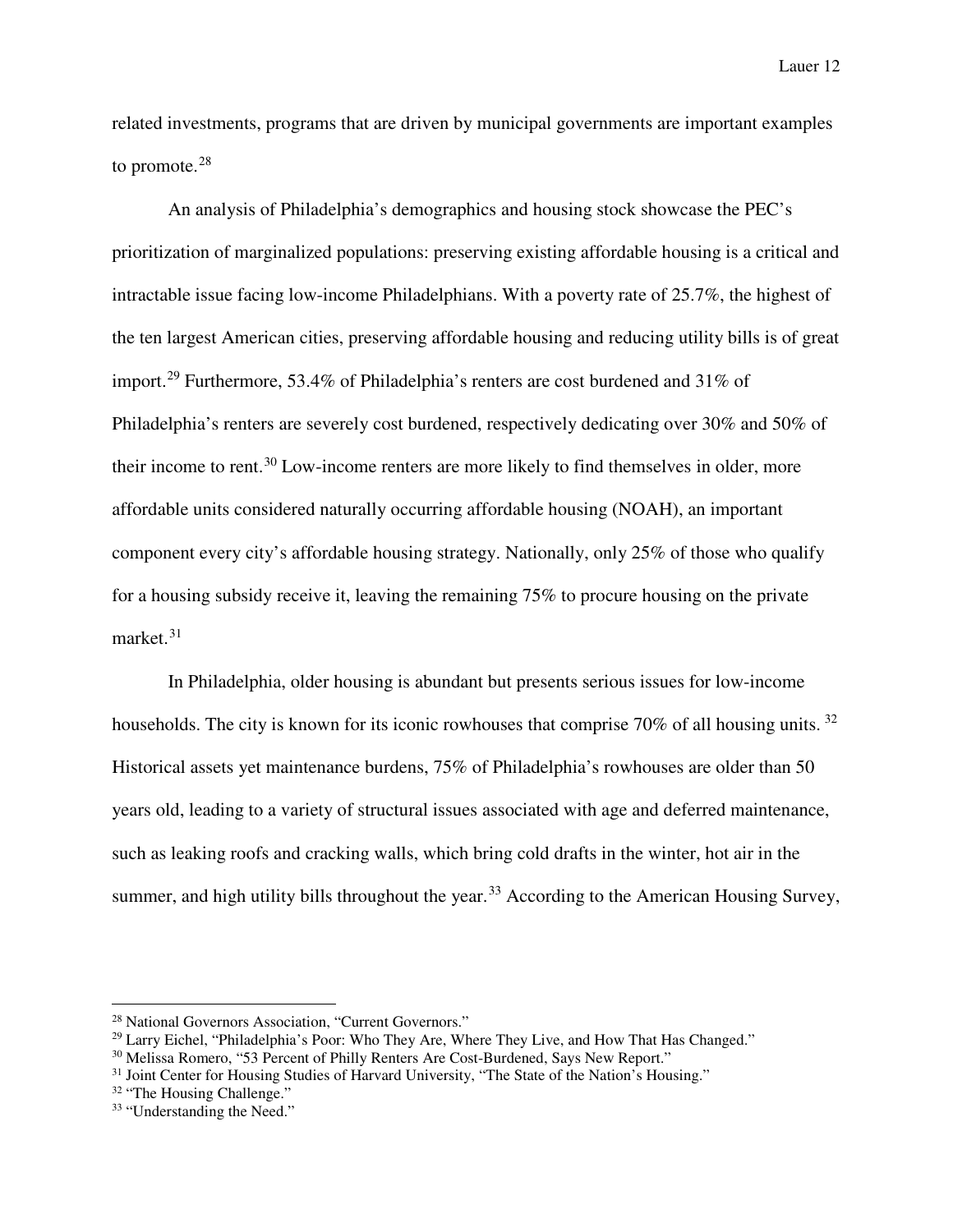related investments, programs that are driven by municipal governments are important examples to promote.[28]

An analysis of Philadelphia's demographics and housing stock showcase the PEC's prioritization of marginalized populations: preserving existing affordable housing is a critical and intractable issue facing low-income Philadelphians. With a poverty rate of 25.7%, the highest of the ten largest American cities, preserving affordable housing and reducing utility bills is of great import.[29] Furthermore, 53.4% of Philadelphia's renters are cost burdened and 31% of Philadelphia's renters are severely cost burdened, respectively dedicating over 30% and 50% of their income to rent.[30] Low-income renters are more likely to find themselves in older, more affordable units considered naturally occurring affordable housing (NOAH), an important component every city's affordable housing strategy. Nationally, only 25% of those who qualify for a housing subsidy receive it, leaving the remaining 75% to procure housing on the private market.[31]

In Philadelphia, older housing is abundant but presents serious issues for low-income households. The city is known for its iconic rowhouses that comprise 70% of all housing units. [32] Historical assets yet maintenance burdens, 75% of Philadelphia's rowhouses are older than 50 years old, leading to a variety of structural issues associated with age and deferred maintenance, such as leaking roofs and cracking walls, which bring cold drafts in the winter, hot air in the summer, and high utility bills throughout the year.[33] According to the American Housing Survey,

---

[28] National Governors Association, "Current Governors."

[29] Larry Eichel, "Philadelphia's Poor: Who They Are, Where They Live, and How That Has Changed."

[30] Melissa Romero, "53 Percent of Philly Renters Are Cost-Burdened, Says New Report."

[31] Joint Center for Housing Studies of Harvard University, "The State of the Nation's Housing."

[32] "The Housing Challenge."

[33] "Understanding the Need."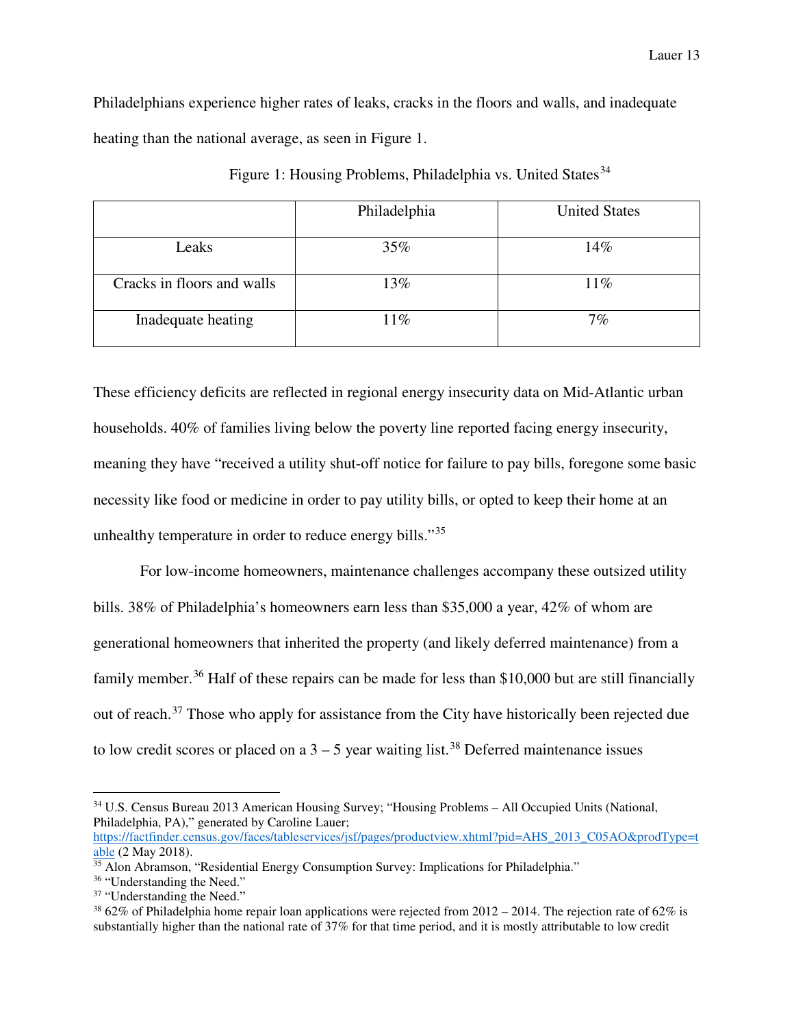Philadelphians experience higher rates of leaks, cracks in the floors and walls, and inadequate heating than the national average, as seen in Figure 1.

Figure 1: Housing Problems, Philadelphia vs. United States[34]

| | Philadelphia | United States |
|---|---|---|
| Leaks | 35% | 14% |
| Cracks in floors and walls | 13% | 11% |
| Inadequate heating | 11% | 7% |

These efficiency deficits are reflected in regional energy insecurity data on Mid-Atlantic urban households. 40% of families living below the poverty line reported facing energy insecurity, meaning they have "received a utility shut-off notice for failure to pay bills, foregone some basic necessity like food or medicine in order to pay utility bills, or opted to keep their home at an unhealthy temperature in order to reduce energy bills."[35]

For low-income homeowners, maintenance challenges accompany these outsized utility bills. 38% of Philadelphia's homeowners earn less than $35,000 a year, 42% of whom are generational homeowners that inherited the property (and likely deferred maintenance) from a family member.[36] Half of these repairs can be made for less than $10,000 but are still financially out of reach.[37] Those who apply for assistance from the City have historically been rejected due to low credit scores or placed on a 3 – 5 year waiting list.[38] Deferred maintenance issues

---

[34] U.S. Census Bureau 2013 American Housing Survey; "Housing Problems – All Occupied Units (National, Philadelphia, PA)," generated by Caroline Lauer; https://factfinder.census.gov/faces/tableservices/jsf/pages/productview.xhtml?pid=AHS_2013_C05AO&prodType=table (2 May 2018).

[35] Alon Abramson, "Residential Energy Consumption Survey: Implications for Philadelphia."

[36] "Understanding the Need."

[37] "Understanding the Need."

[38] 62% of Philadelphia home repair loan applications were rejected from 2012 – 2014. The rejection rate of 62% is substantially higher than the national rate of 37% for that time period, and it is mostly attributable to low credit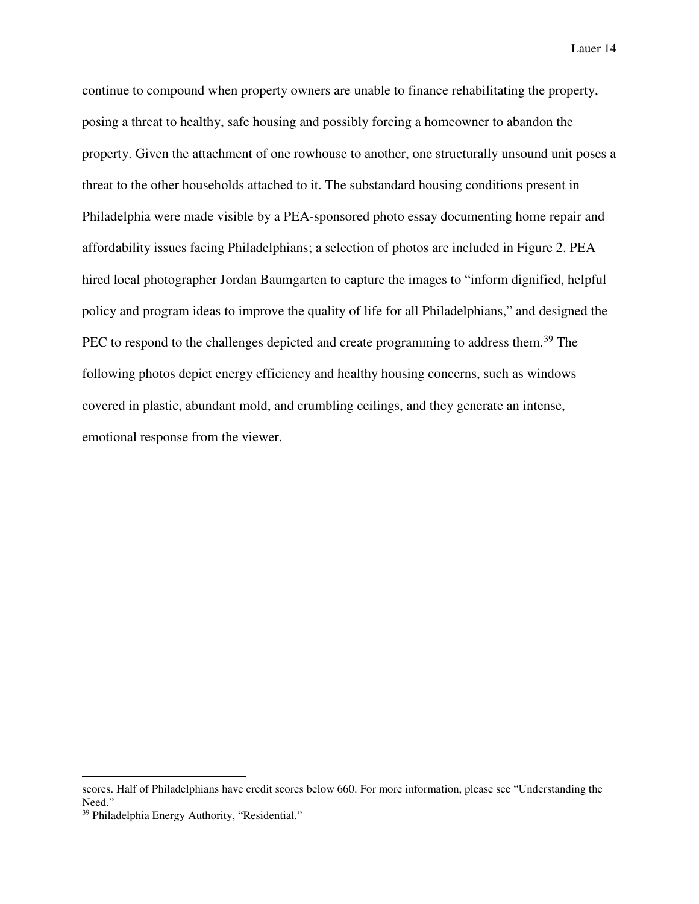continue to compound when property owners are unable to finance rehabilitating the property, posing a threat to healthy, safe housing and possibly forcing a homeowner to abandon the property. Given the attachment of one rowhouse to another, one structurally unsound unit poses a threat to the other households attached to it. The substandard housing conditions present in Philadelphia were made visible by a PEA-sponsored photo essay documenting home repair and affordability issues facing Philadelphians; a selection of photos are included in Figure 2. PEA hired local photographer Jordan Baumgarten to capture the images to "inform dignified, helpful policy and program ideas to improve the quality of life for all Philadelphians," and designed the PEC to respond to the challenges depicted and create programming to address them.[39] The following photos depict energy efficiency and healthy housing concerns, such as windows covered in plastic, abundant mold, and crumbling ceilings, and they generate an intense, emotional response from the viewer.

---

scores. Half of Philadelphians have credit scores below 660. For more information, please see "Understanding the Need."

[39] Philadelphia Energy Authority, "Residential."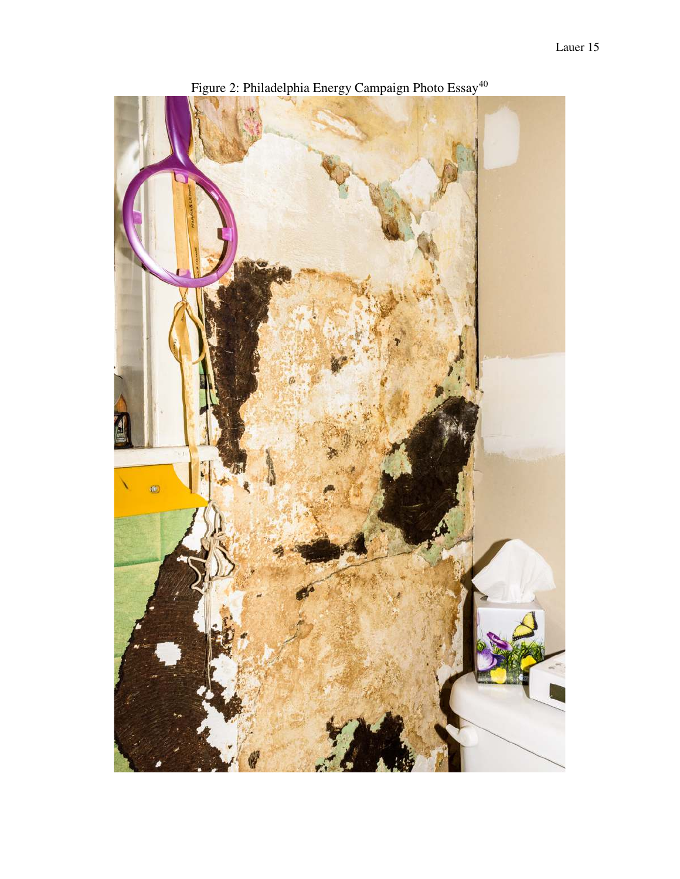Figure 2: Philadelphia Energy Campaign Photo Essay[40]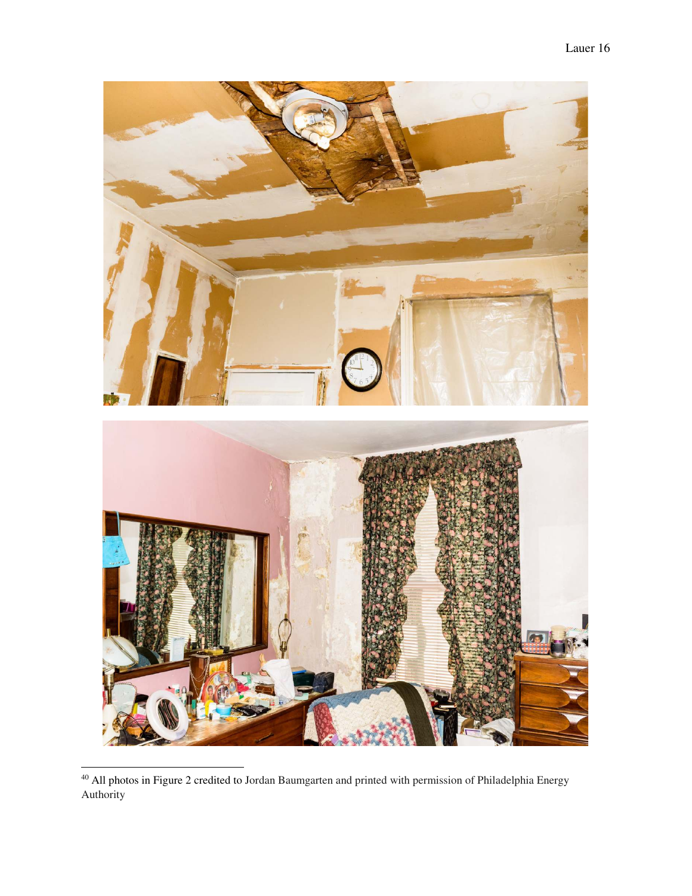[40] All photos in Figure 2 credited to Jordan Baumgarten and printed with permission of Philadelphia Energy Authority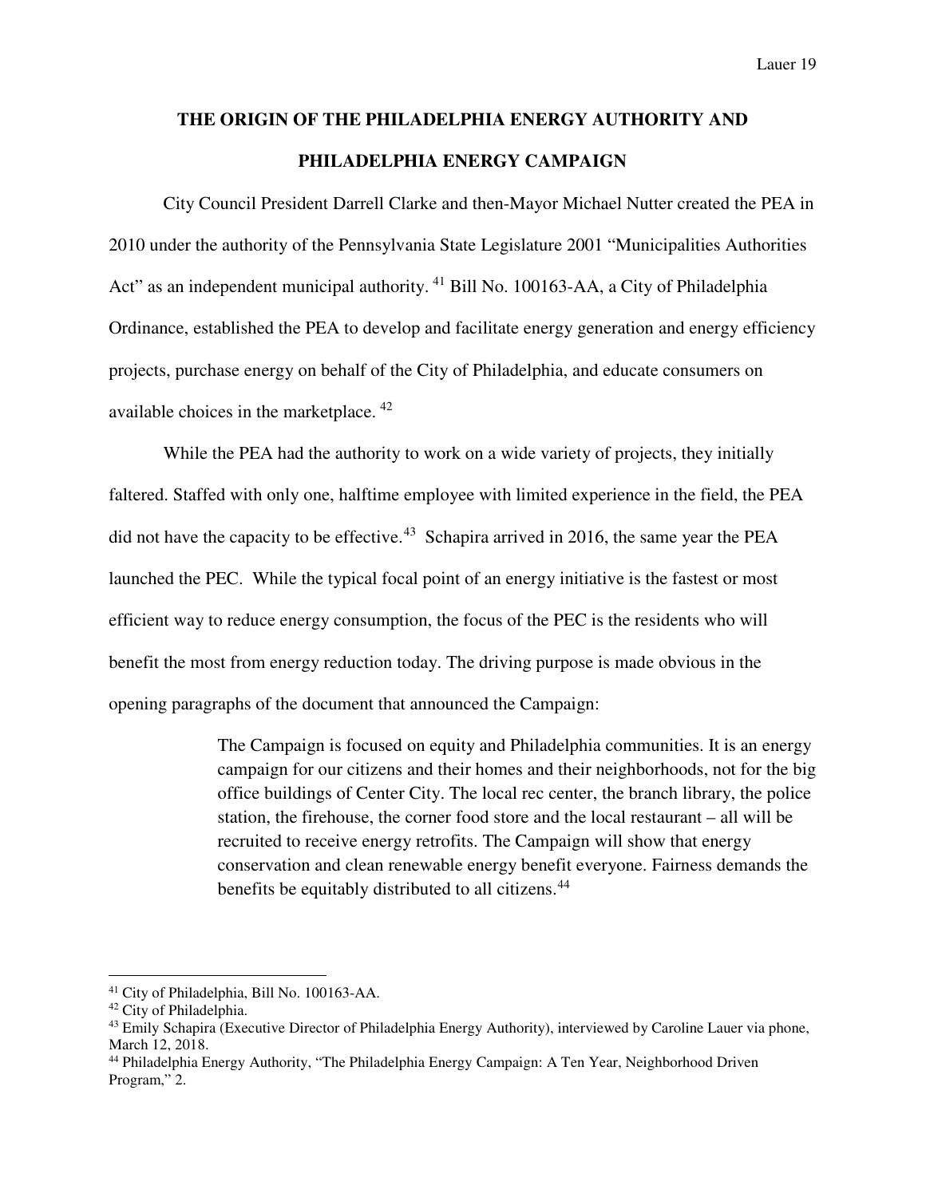## THE ORIGIN OF THE PHILADELPHIA ENERGY AUTHORITY AND PHILADELPHIA ENERGY CAMPAIGN

City Council President Darrell Clarke and then-Mayor Michael Nutter created the PEA in 2010 under the authority of the Pennsylvania State Legislature 2001 "Municipalities Authorities Act" as an independent municipal authority. [41] Bill No. 100163-AA, a City of Philadelphia Ordinance, established the PEA to develop and facilitate energy generation and energy efficiency projects, purchase energy on behalf of the City of Philadelphia, and educate consumers on available choices in the marketplace. [42]

While the PEA had the authority to work on a wide variety of projects, they initially faltered. Staffed with only one, halftime employee with limited experience in the field, the PEA did not have the capacity to be effective.[43] Schapira arrived in 2016, the same year the PEA launched the PEC. While the typical focal point of an energy initiative is the fastest or most efficient way to reduce energy consumption, the focus of the PEC is the residents who will benefit the most from energy reduction today. The driving purpose is made obvious in the opening paragraphs of the document that announced the Campaign:

> The Campaign is focused on equity and Philadelphia communities. It is an energy campaign for our citizens and their homes and their neighborhoods, not for the big office buildings of Center City. The local rec center, the branch library, the police station, the firehouse, the corner food store and the local restaurant – all will be recruited to receive energy retrofits. The Campaign will show that energy conservation and clean renewable energy benefit everyone. Fairness demands the benefits be equitably distributed to all citizens.[44]

---

[41] City of Philadelphia, Bill No. 100163-AA.

[42] City of Philadelphia.

[43] Emily Schapira (Executive Director of Philadelphia Energy Authority), interviewed by Caroline Lauer via phone, March 12, 2018.

[44] Philadelphia Energy Authority, "The Philadelphia Energy Campaign: A Ten Year, Neighborhood Driven Program," 2.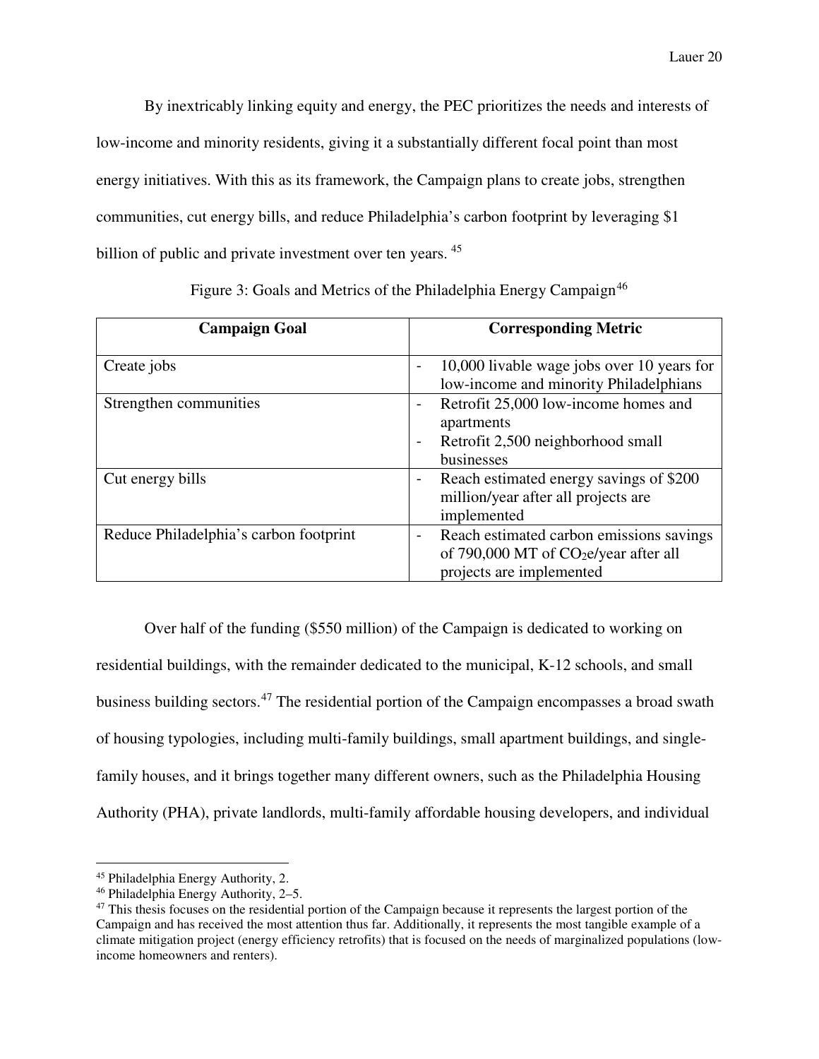By inextricably linking equity and energy, the PEC prioritizes the needs and interests of low-income and minority residents, giving it a substantially different focal point than most energy initiatives. With this as its framework, the Campaign plans to create jobs, strengthen communities, cut energy bills, and reduce Philadelphia's carbon footprint by leveraging $1 billion of public and private investment over ten years.[45]

Figure 3: Goals and Metrics of the Philadelphia Energy Campaign[46]

| Campaign Goal | Corresponding Metric |
|---|---|
| Create jobs | - 10,000 livable wage jobs over 10 years for low-income and minority Philadelphians |
| Strengthen communities | - Retrofit 25,000 low-income homes and apartments<br>- Retrofit 2,500 neighborhood small businesses |
| Cut energy bills | - Reach estimated energy savings of $200 million/year after all projects are implemented |
| Reduce Philadelphia's carbon footprint | - Reach estimated carbon emissions savings of 790,000 MT of $CO_2$e/year after all projects are implemented |

Over half of the funding ($550 million) of the Campaign is dedicated to working on residential buildings, with the remainder dedicated to the municipal, K-12 schools, and small business building sectors.[47] The residential portion of the Campaign encompasses a broad swath of housing typologies, including multi-family buildings, small apartment buildings, and single-family houses, and it brings together many different owners, such as the Philadelphia Housing Authority (PHA), private landlords, multi-family affordable housing developers, and individual

---

[45] Philadelphia Energy Authority, 2.

[46] Philadelphia Energy Authority, 2–5.

[47] This thesis focuses on the residential portion of the Campaign because it represents the largest portion of the Campaign and has received the most attention thus far. Additionally, it represents the most tangible example of a climate mitigation project (energy efficiency retrofits) that is focused on the needs of marginalized populations (low-income homeowners and renters).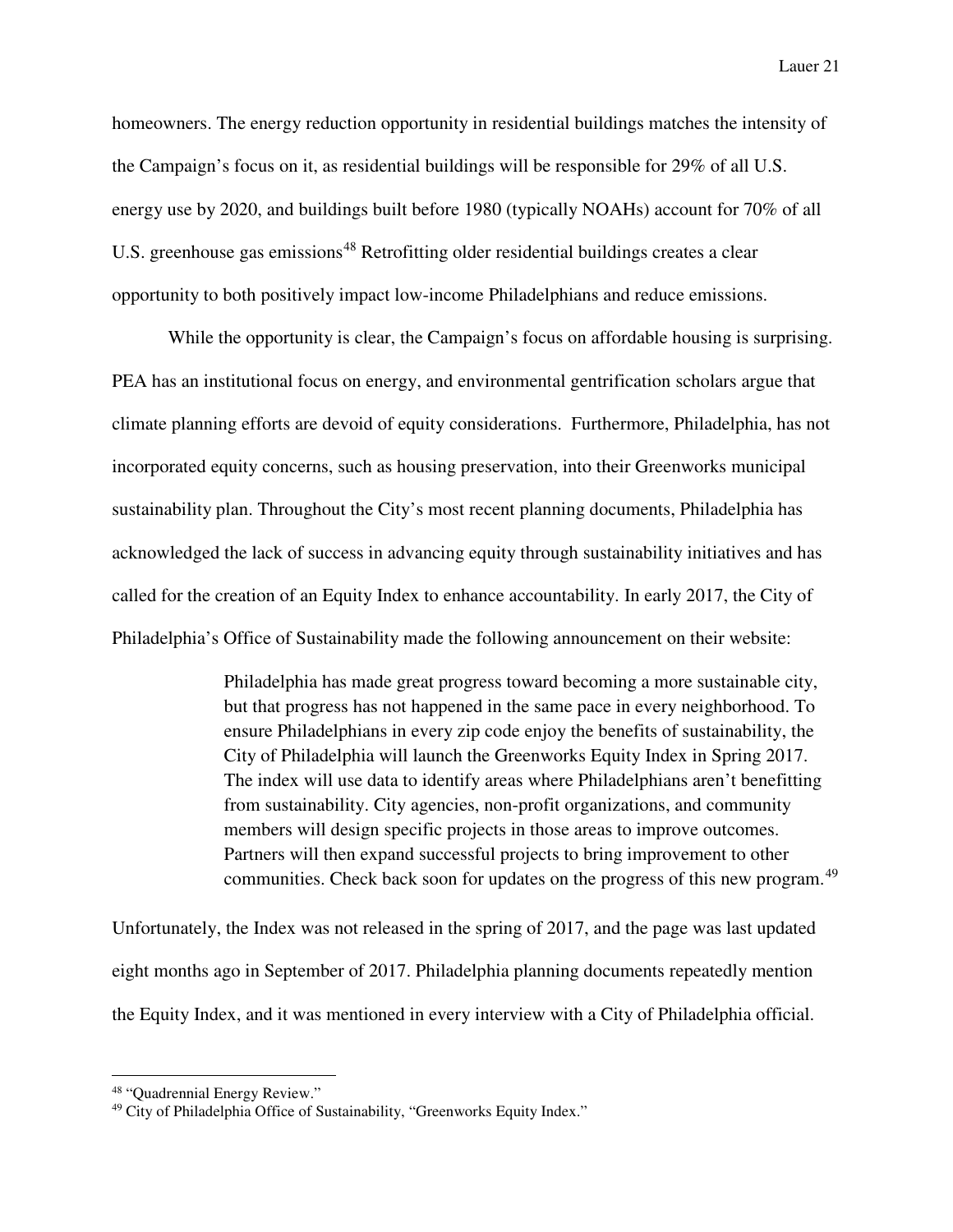homeowners. The energy reduction opportunity in residential buildings matches the intensity of the Campaign's focus on it, as residential buildings will be responsible for 29% of all U.S. energy use by 2020, and buildings built before 1980 (typically NOAHs) account for 70% of all U.S. greenhouse gas emissions[48] Retrofitting older residential buildings creates a clear opportunity to both positively impact low-income Philadelphians and reduce emissions.

While the opportunity is clear, the Campaign's focus on affordable housing is surprising. PEA has an institutional focus on energy, and environmental gentrification scholars argue that climate planning efforts are devoid of equity considerations. Furthermore, Philadelphia, has not incorporated equity concerns, such as housing preservation, into their Greenworks municipal sustainability plan. Throughout the City's most recent planning documents, Philadelphia has acknowledged the lack of success in advancing equity through sustainability initiatives and has called for the creation of an Equity Index to enhance accountability. In early 2017, the City of Philadelphia's Office of Sustainability made the following announcement on their website:

> Philadelphia has made great progress toward becoming a more sustainable city, but that progress has not happened in the same pace in every neighborhood. To ensure Philadelphians in every zip code enjoy the benefits of sustainability, the City of Philadelphia will launch the Greenworks Equity Index in Spring 2017. The index will use data to identify areas where Philadelphians aren't benefitting from sustainability. City agencies, non-profit organizations, and community members will design specific projects in those areas to improve outcomes. Partners will then expand successful projects to bring improvement to other communities. Check back soon for updates on the progress of this new program.[49]

Unfortunately, the Index was not released in the spring of 2017, and the page was last updated eight months ago in September of 2017. Philadelphia planning documents repeatedly mention the Equity Index, and it was mentioned in every interview with a City of Philadelphia official.

---

[48] "Quadrennial Energy Review."

[49] City of Philadelphia Office of Sustainability, "Greenworks Equity Index."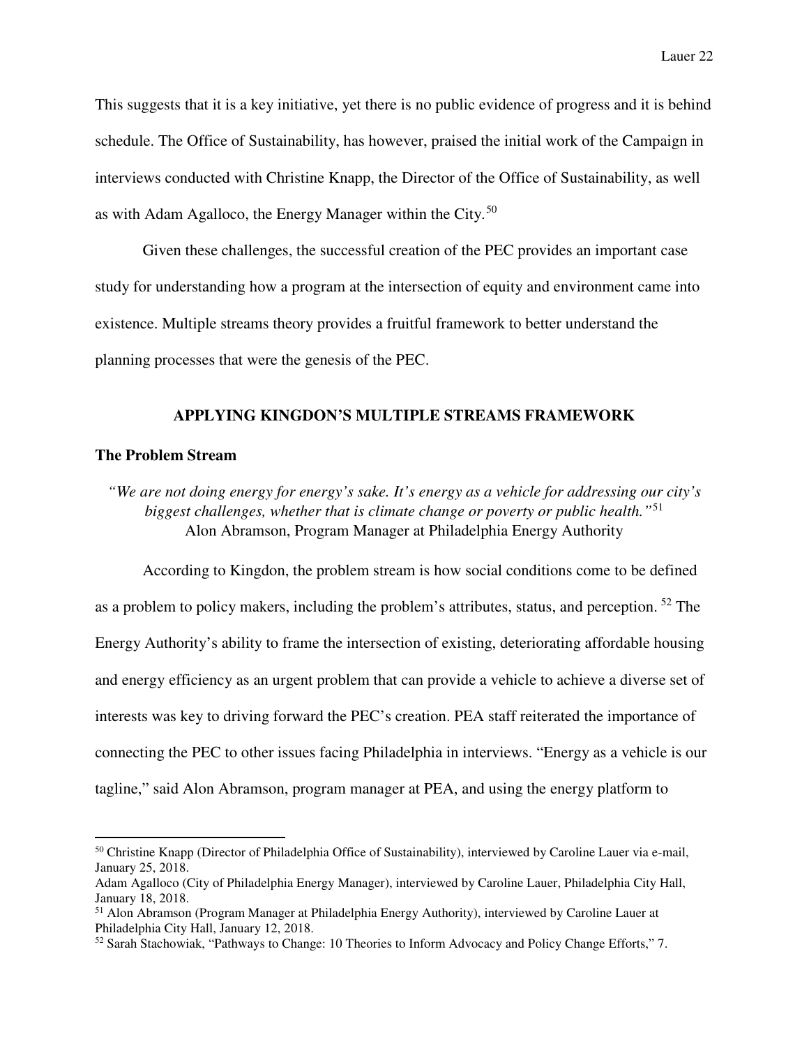This suggests that it is a key initiative, yet there is no public evidence of progress and it is behind schedule. The Office of Sustainability, has however, praised the initial work of the Campaign in interviews conducted with Christine Knapp, the Director of the Office of Sustainability, as well as with Adam Agalloco, the Energy Manager within the City.[50]

Given these challenges, the successful creation of the PEC provides an important case study for understanding how a program at the intersection of equity and environment came into existence. Multiple streams theory provides a fruitful framework to better understand the planning processes that were the genesis of the PEC.

## APPLYING KINGDON'S MULTIPLE STREAMS FRAMEWORK

### The Problem Stream

*"We are not doing energy for energy's sake. It's energy as a vehicle for addressing our city's biggest challenges, whether that is climate change or poverty or public health."*[51]
Alon Abramson, Program Manager at Philadelphia Energy Authority

According to Kingdon, the problem stream is how social conditions come to be defined as a problem to policy makers, including the problem's attributes, status, and perception.[52] The Energy Authority's ability to frame the intersection of existing, deteriorating affordable housing and energy efficiency as an urgent problem that can provide a vehicle to achieve a diverse set of interests was key to driving forward the PEC's creation. PEA staff reiterated the importance of connecting the PEC to other issues facing Philadelphia in interviews. "Energy as a vehicle is our tagline," said Alon Abramson, program manager at PEA, and using the energy platform to

---

[50] Christine Knapp (Director of Philadelphia Office of Sustainability), interviewed by Caroline Lauer via e-mail, January 25, 2018.
Adam Agalloco (City of Philadelphia Energy Manager), interviewed by Caroline Lauer, Philadelphia City Hall, January 18, 2018.

[51] Alon Abramson (Program Manager at Philadelphia Energy Authority), interviewed by Caroline Lauer at Philadelphia City Hall, January 12, 2018.

[52] Sarah Stachowiak, "Pathways to Change: 10 Theories to Inform Advocacy and Policy Change Efforts," 7.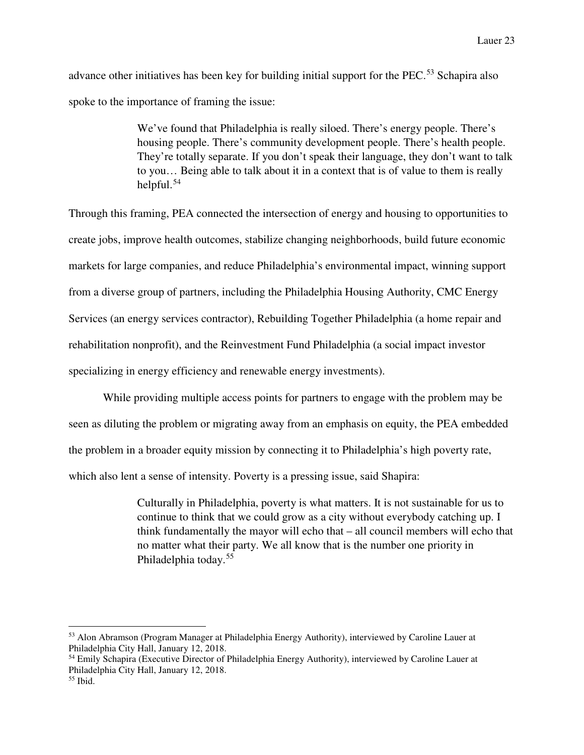advance other initiatives has been key for building initial support for the PEC.[53] Schapira also spoke to the importance of framing the issue:

> We've found that Philadelphia is really siloed. There's energy people. There's housing people. There's community development people. There's health people. They're totally separate. If you don't speak their language, they don't want to talk to you… Being able to talk about it in a context that is of value to them is really helpful.[54]

Through this framing, PEA connected the intersection of energy and housing to opportunities to create jobs, improve health outcomes, stabilize changing neighborhoods, build future economic markets for large companies, and reduce Philadelphia's environmental impact, winning support from a diverse group of partners, including the Philadelphia Housing Authority, CMC Energy Services (an energy services contractor), Rebuilding Together Philadelphia (a home repair and rehabilitation nonprofit), and the Reinvestment Fund Philadelphia (a social impact investor specializing in energy efficiency and renewable energy investments).

While providing multiple access points for partners to engage with the problem may be seen as diluting the problem or migrating away from an emphasis on equity, the PEA embedded the problem in a broader equity mission by connecting it to Philadelphia's high poverty rate, which also lent a sense of intensity. Poverty is a pressing issue, said Shapira:

> Culturally in Philadelphia, poverty is what matters. It is not sustainable for us to continue to think that we could grow as a city without everybody catching up. I think fundamentally the mayor will echo that – all council members will echo that no matter what their party. We all know that is the number one priority in Philadelphia today.[55]

---

[53] Alon Abramson (Program Manager at Philadelphia Energy Authority), interviewed by Caroline Lauer at Philadelphia City Hall, January 12, 2018.

[54] Emily Schapira (Executive Director of Philadelphia Energy Authority), interviewed by Caroline Lauer at Philadelphia City Hall, January 12, 2018.

[55] Ibid.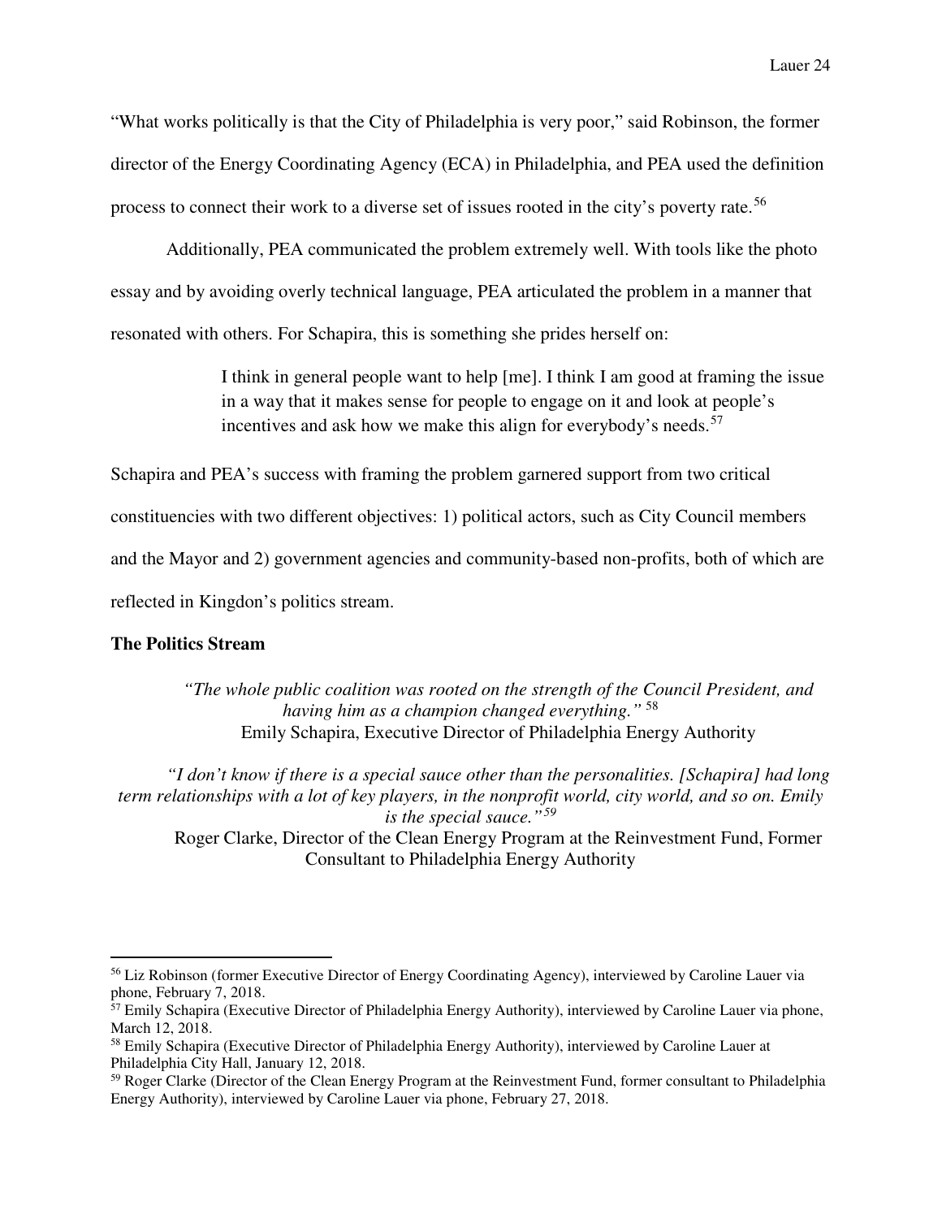"What works politically is that the City of Philadelphia is very poor," said Robinson, the former director of the Energy Coordinating Agency (ECA) in Philadelphia, and PEA used the definition process to connect their work to a diverse set of issues rooted in the city's poverty rate.[56]

Additionally, PEA communicated the problem extremely well. With tools like the photo essay and by avoiding overly technical language, PEA articulated the problem in a manner that resonated with others. For Schapira, this is something she prides herself on:

> I think in general people want to help [me]. I think I am good at framing the issue in a way that it makes sense for people to engage on it and look at people's incentives and ask how we make this align for everybody's needs.[57]

Schapira and PEA's success with framing the problem garnered support from two critical constituencies with two different objectives: 1) political actors, such as City Council members and the Mayor and 2) government agencies and community-based non-profits, both of which are reflected in Kingdon's politics stream.

**The Politics Stream**

> *"The whole public coalition was rooted on the strength of the Council President, and having him as a champion changed everything."* [58]
> Emily Schapira, Executive Director of Philadelphia Energy Authority

> *"I don't know if there is a special sauce other than the personalities. [Schapira] had long term relationships with a lot of key players, in the nonprofit world, city world, and so on. Emily is the special sauce."*[59]
> Roger Clarke, Director of the Clean Energy Program at the Reinvestment Fund, Former Consultant to Philadelphia Energy Authority

---

[56] Liz Robinson (former Executive Director of Energy Coordinating Agency), interviewed by Caroline Lauer via phone, February 7, 2018.

[57] Emily Schapira (Executive Director of Philadelphia Energy Authority), interviewed by Caroline Lauer via phone, March 12, 2018.

[58] Emily Schapira (Executive Director of Philadelphia Energy Authority), interviewed by Caroline Lauer at Philadelphia City Hall, January 12, 2018.

[59] Roger Clarke (Director of the Clean Energy Program at the Reinvestment Fund, former consultant to Philadelphia Energy Authority), interviewed by Caroline Lauer via phone, February 27, 2018.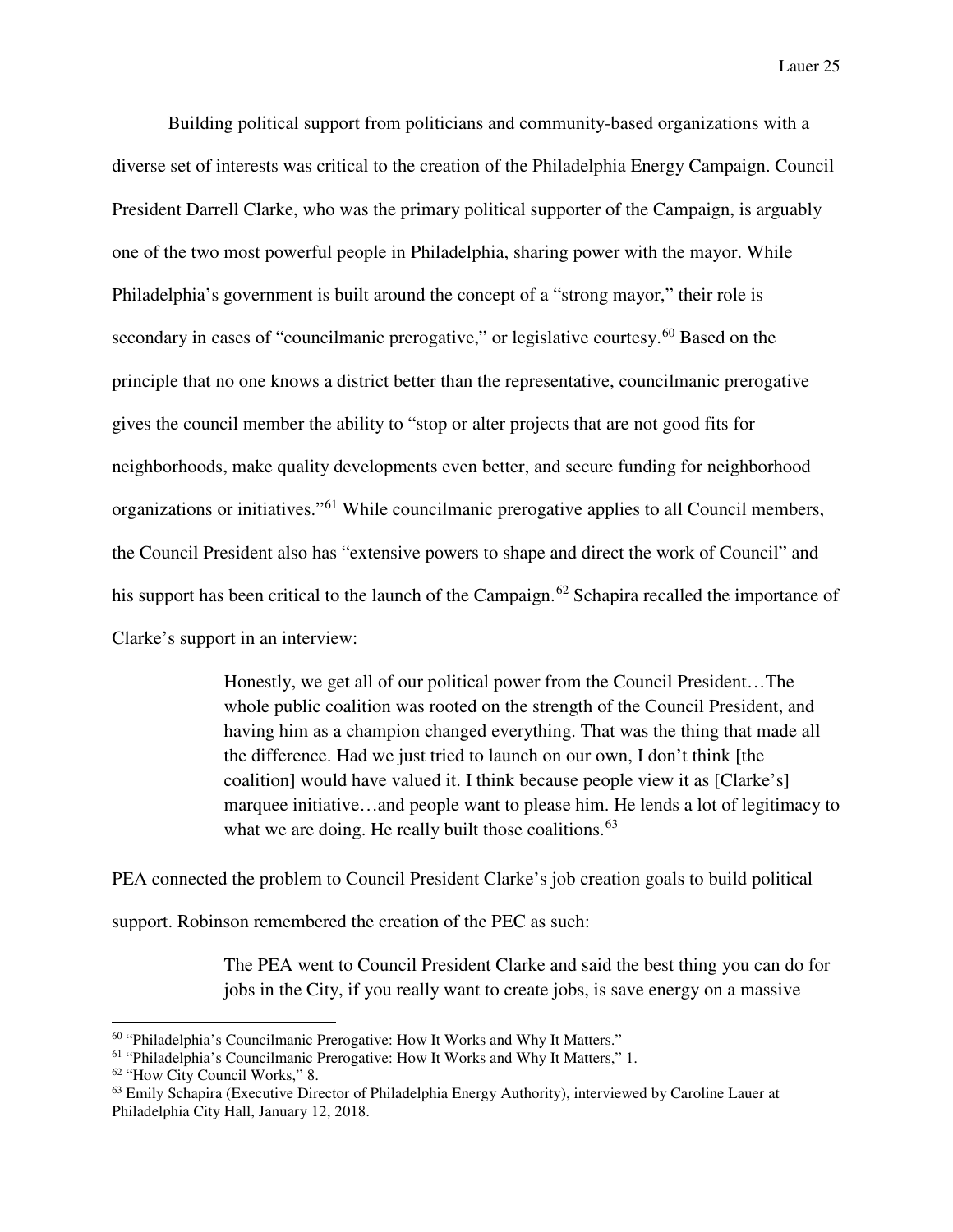Building political support from politicians and community-based organizations with a diverse set of interests was critical to the creation of the Philadelphia Energy Campaign. Council President Darrell Clarke, who was the primary political supporter of the Campaign, is arguably one of the two most powerful people in Philadelphia, sharing power with the mayor. While Philadelphia's government is built around the concept of a "strong mayor," their role is secondary in cases of "councilmanic prerogative," or legislative courtesy.[60] Based on the principle that no one knows a district better than the representative, councilmanic prerogative gives the council member the ability to "stop or alter projects that are not good fits for neighborhoods, make quality developments even better, and secure funding for neighborhood organizations or initiatives."[61] While councilmanic prerogative applies to all Council members, the Council President also has "extensive powers to shape and direct the work of Council" and his support has been critical to the launch of the Campaign.[62] Schapira recalled the importance of Clarke's support in an interview:

> Honestly, we get all of our political power from the Council President…The whole public coalition was rooted on the strength of the Council President, and having him as a champion changed everything. That was the thing that made all the difference. Had we just tried to launch on our own, I don't think [the coalition] would have valued it. I think because people view it as [Clarke's] marquee initiative…and people want to please him. He lends a lot of legitimacy to what we are doing. He really built those coalitions.[63]

PEA connected the problem to Council President Clarke's job creation goals to build political support. Robinson remembered the creation of the PEC as such:

> The PEA went to Council President Clarke and said the best thing you can do for jobs in the City, if you really want to create jobs, is save energy on a massive

---

[60] "Philadelphia's Councilmanic Prerogative: How It Works and Why It Matters."

[61] "Philadelphia's Councilmanic Prerogative: How It Works and Why It Matters," 1.

[62] "How City Council Works," 8.

[63] Emily Schapira (Executive Director of Philadelphia Energy Authority), interviewed by Caroline Lauer at Philadelphia City Hall, January 12, 2018.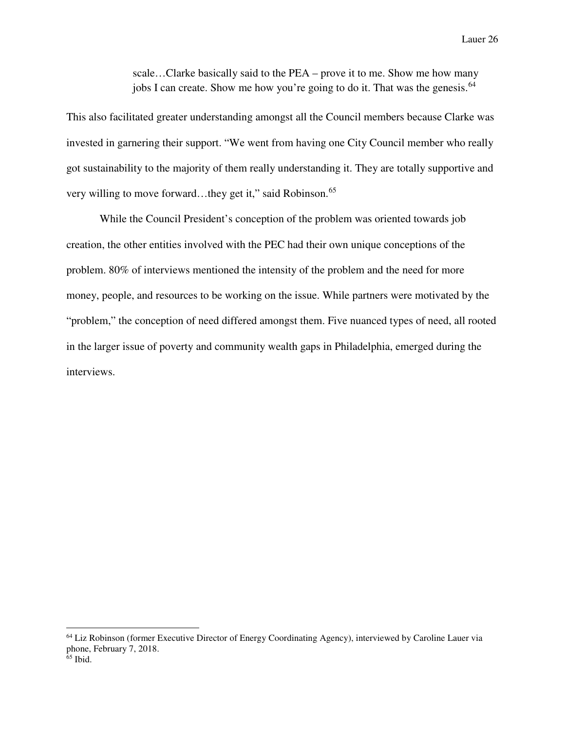> scale…Clarke basically said to the PEA – prove it to me. Show me how many jobs I can create. Show me how you're going to do it. That was the genesis.[64]

This also facilitated greater understanding amongst all the Council members because Clarke was invested in garnering their support. "We went from having one City Council member who really got sustainability to the majority of them really understanding it. They are totally supportive and very willing to move forward…they get it," said Robinson.[65]

While the Council President's conception of the problem was oriented towards job creation, the other entities involved with the PEC had their own unique conceptions of the problem. 80% of interviews mentioned the intensity of the problem and the need for more money, people, and resources to be working on the issue. While partners were motivated by the "problem," the conception of need differed amongst them. Five nuanced types of need, all rooted in the larger issue of poverty and community wealth gaps in Philadelphia, emerged during the interviews.

---

[64] Liz Robinson (former Executive Director of Energy Coordinating Agency), interviewed by Caroline Lauer via phone, February 7, 2018.

[65] Ibid.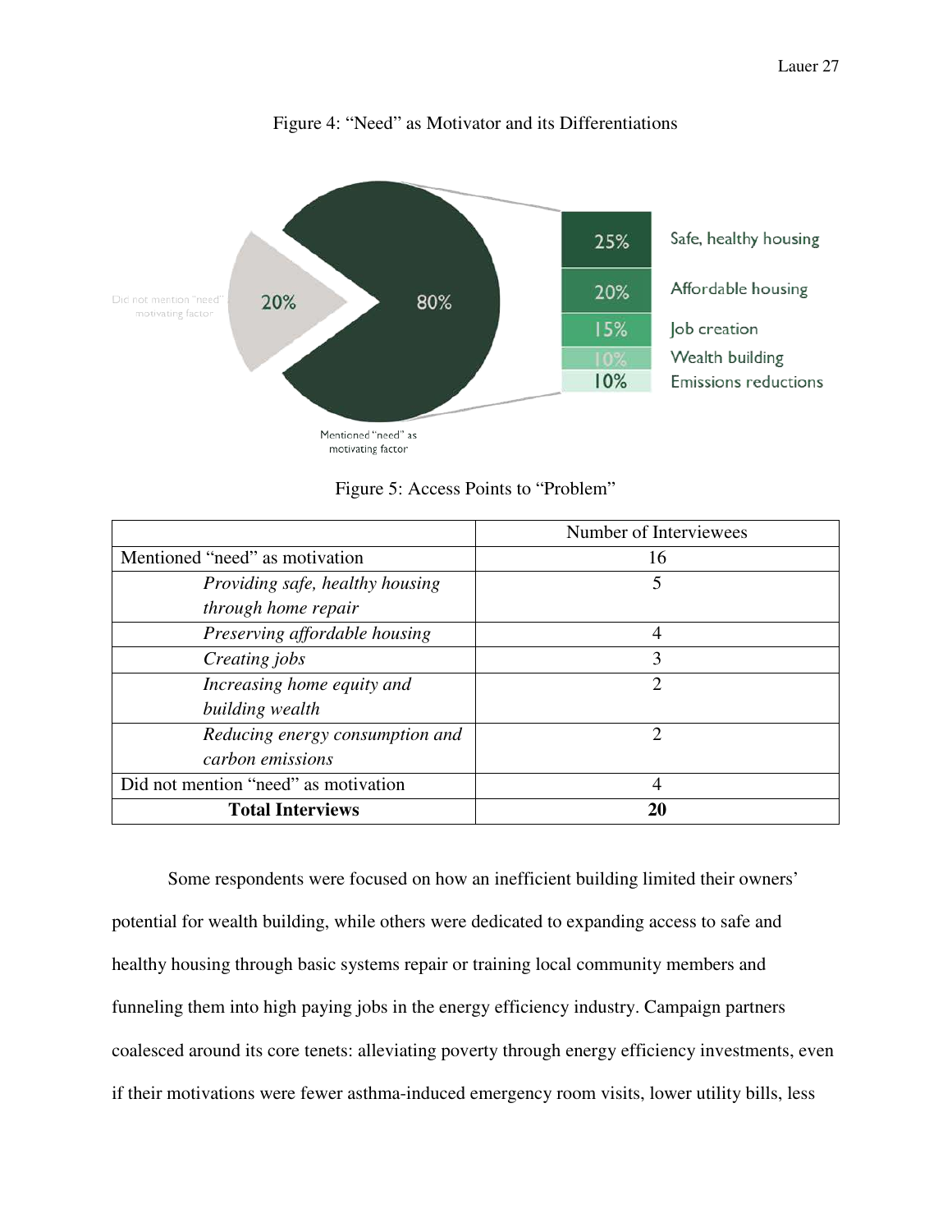Figure 4: "Need" as Motivator and its Differentiations

Figure 5: Access Points to "Problem"

| | Number of Interviewees |
|---|---|
| Mentioned "need" as motivation | 16 |
| *Providing safe, healthy housing through home repair* | 5 |
| *Preserving affordable housing* | 4 |
| *Creating jobs* | 3 |
| *Increasing home equity and building wealth* | 2 |
| *Reducing energy consumption and carbon emissions* | 2 |
| Did not mention "need" as motivation | 4 |
| **Total Interviews** | **20** |

Some respondents were focused on how an inefficient building limited their owners' potential for wealth building, while others were dedicated to expanding access to safe and healthy housing through basic systems repair or training local community members and funneling them into high paying jobs in the energy efficiency industry. Campaign partners coalesced around its core tenets: alleviating poverty through energy efficiency investments, even if their motivations were fewer asthma-induced emergency room visits, lower utility bills, less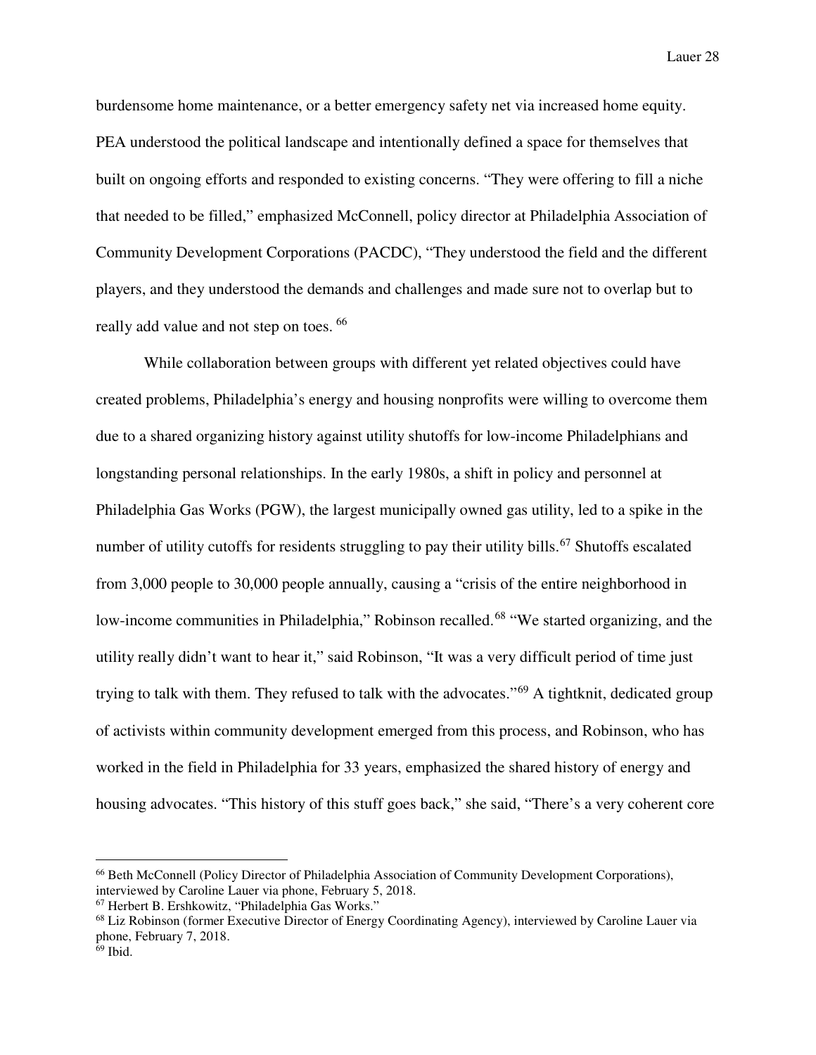burdensome home maintenance, or a better emergency safety net via increased home equity. PEA understood the political landscape and intentionally defined a space for themselves that built on ongoing efforts and responded to existing concerns. "They were offering to fill a niche that needed to be filled," emphasized McConnell, policy director at Philadelphia Association of Community Development Corporations (PACDC), "They understood the field and the different players, and they understood the demands and challenges and made sure not to overlap but to really add value and not step on toes. [66]

While collaboration between groups with different yet related objectives could have created problems, Philadelphia's energy and housing nonprofits were willing to overcome them due to a shared organizing history against utility shutoffs for low-income Philadelphians and longstanding personal relationships. In the early 1980s, a shift in policy and personnel at Philadelphia Gas Works (PGW), the largest municipally owned gas utility, led to a spike in the number of utility cutoffs for residents struggling to pay their utility bills.[67] Shutoffs escalated from 3,000 people to 30,000 people annually, causing a "crisis of the entire neighborhood in low-income communities in Philadelphia," Robinson recalled.[68] "We started organizing, and the utility really didn't want to hear it," said Robinson, "It was a very difficult period of time just trying to talk with them. They refused to talk with the advocates."[69] A tightknit, dedicated group of activists within community development emerged from this process, and Robinson, who has worked in the field in Philadelphia for 33 years, emphasized the shared history of energy and housing advocates. "This history of this stuff goes back," she said, "There's a very coherent core

---

[66] Beth McConnell (Policy Director of Philadelphia Association of Community Development Corporations), interviewed by Caroline Lauer via phone, February 5, 2018.

[67] Herbert B. Ershkowitz, "Philadelphia Gas Works."

[68] Liz Robinson (former Executive Director of Energy Coordinating Agency), interviewed by Caroline Lauer via phone, February 7, 2018.

[69] Ibid.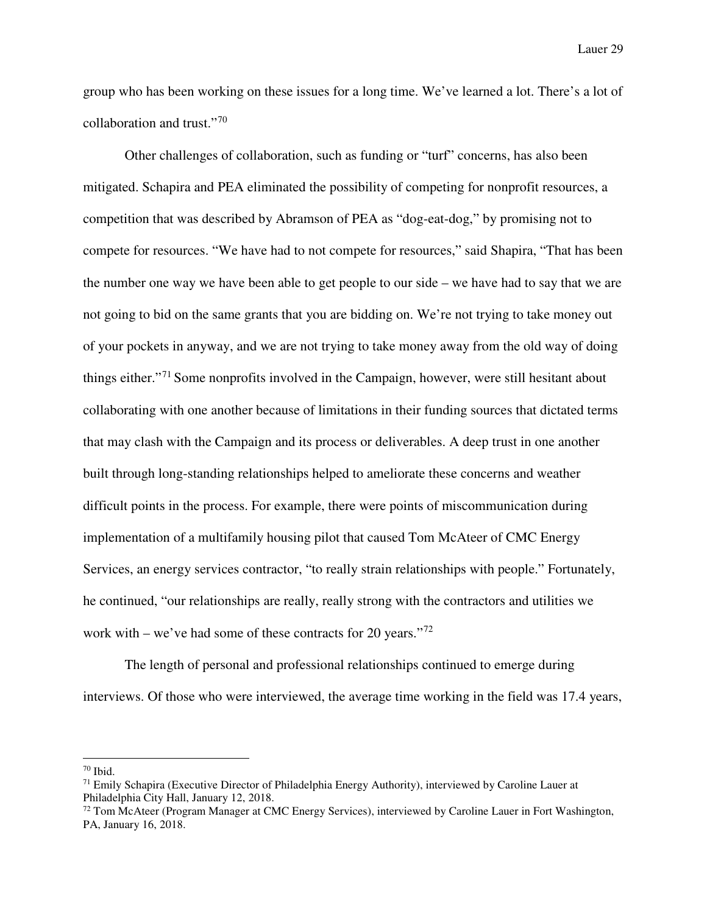group who has been working on these issues for a long time. We've learned a lot. There's a lot of collaboration and trust."[70]

Other challenges of collaboration, such as funding or "turf" concerns, has also been mitigated. Schapira and PEA eliminated the possibility of competing for nonprofit resources, a competition that was described by Abramson of PEA as "dog-eat-dog," by promising not to compete for resources. "We have had to not compete for resources," said Shapira, "That has been the number one way we have been able to get people to our side – we have had to say that we are not going to bid on the same grants that you are bidding on. We're not trying to take money out of your pockets in anyway, and we are not trying to take money away from the old way of doing things either."[71] Some nonprofits involved in the Campaign, however, were still hesitant about collaborating with one another because of limitations in their funding sources that dictated terms that may clash with the Campaign and its process or deliverables. A deep trust in one another built through long-standing relationships helped to ameliorate these concerns and weather difficult points in the process. For example, there were points of miscommunication during implementation of a multifamily housing pilot that caused Tom McAteer of CMC Energy Services, an energy services contractor, "to really strain relationships with people." Fortunately, he continued, "our relationships are really, really strong with the contractors and utilities we work with – we've had some of these contracts for 20 years."[72]

The length of personal and professional relationships continued to emerge during interviews. Of those who were interviewed, the average time working in the field was 17.4 years,

---

[70] Ibid.

[71] Emily Schapira (Executive Director of Philadelphia Energy Authority), interviewed by Caroline Lauer at Philadelphia City Hall, January 12, 2018.

[72] Tom McAteer (Program Manager at CMC Energy Services), interviewed by Caroline Lauer in Fort Washington, PA, January 16, 2018.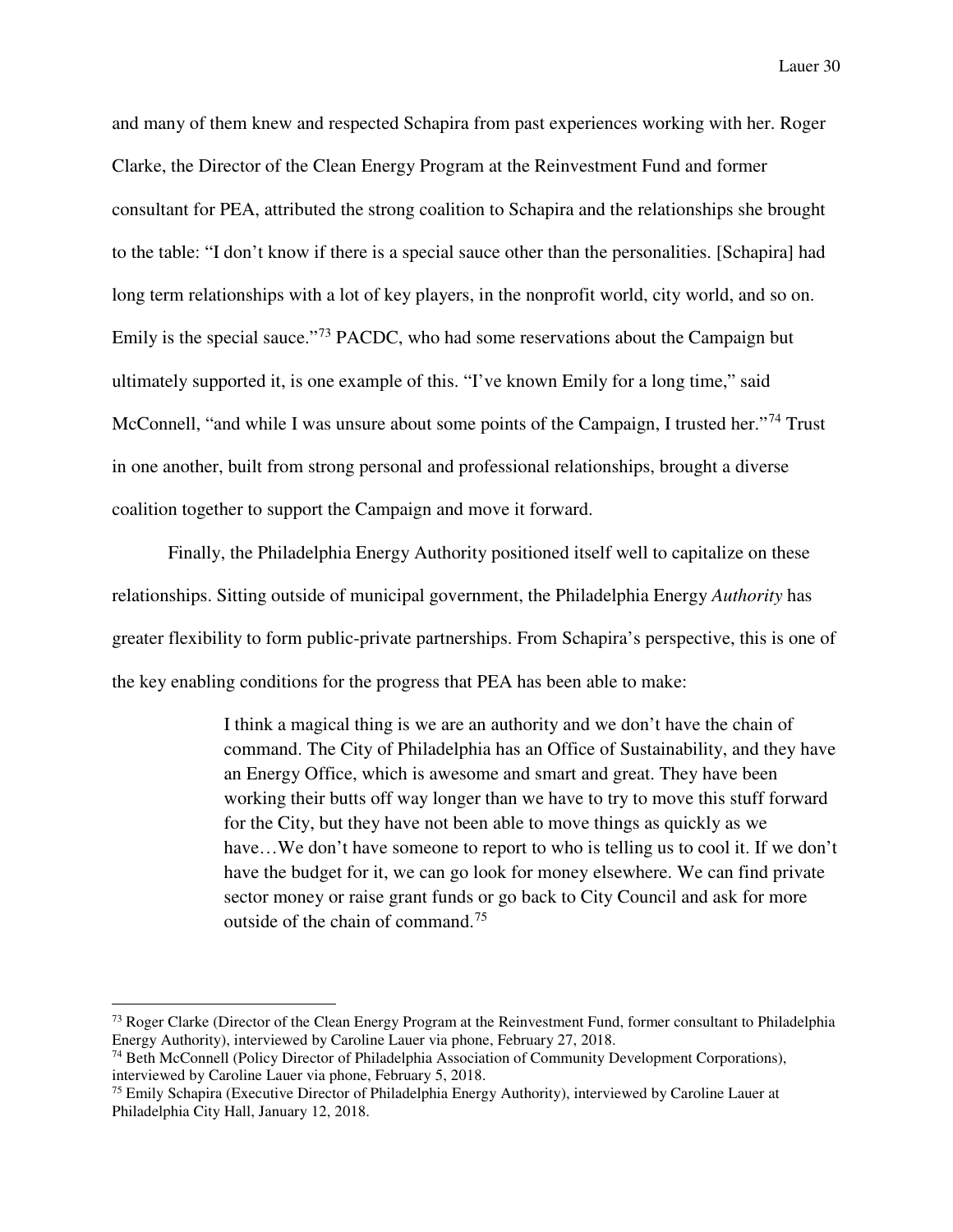and many of them knew and respected Schapira from past experiences working with her. Roger Clarke, the Director of the Clean Energy Program at the Reinvestment Fund and former consultant for PEA, attributed the strong coalition to Schapira and the relationships she brought to the table: "I don't know if there is a special sauce other than the personalities. [Schapira] had long term relationships with a lot of key players, in the nonprofit world, city world, and so on. Emily is the special sauce."[73] PACDC, who had some reservations about the Campaign but ultimately supported it, is one example of this. "I've known Emily for a long time," said McConnell, "and while I was unsure about some points of the Campaign, I trusted her."[74] Trust in one another, built from strong personal and professional relationships, brought a diverse coalition together to support the Campaign and move it forward.

Finally, the Philadelphia Energy Authority positioned itself well to capitalize on these relationships. Sitting outside of municipal government, the Philadelphia Energy *Authority* has greater flexibility to form public-private partnerships. From Schapira's perspective, this is one of the key enabling conditions for the progress that PEA has been able to make:

> I think a magical thing is we are an authority and we don't have the chain of command. The City of Philadelphia has an Office of Sustainability, and they have an Energy Office, which is awesome and smart and great. They have been working their butts off way longer than we have to try to move this stuff forward for the City, but they have not been able to move things as quickly as we have…We don't have someone to report to who is telling us to cool it. If we don't have the budget for it, we can go look for money elsewhere. We can find private sector money or raise grant funds or go back to City Council and ask for more outside of the chain of command.[75]

---

[73] Roger Clarke (Director of the Clean Energy Program at the Reinvestment Fund, former consultant to Philadelphia Energy Authority), interviewed by Caroline Lauer via phone, February 27, 2018.

[74] Beth McConnell (Policy Director of Philadelphia Association of Community Development Corporations), interviewed by Caroline Lauer via phone, February 5, 2018.

[75] Emily Schapira (Executive Director of Philadelphia Energy Authority), interviewed by Caroline Lauer at Philadelphia City Hall, January 12, 2018.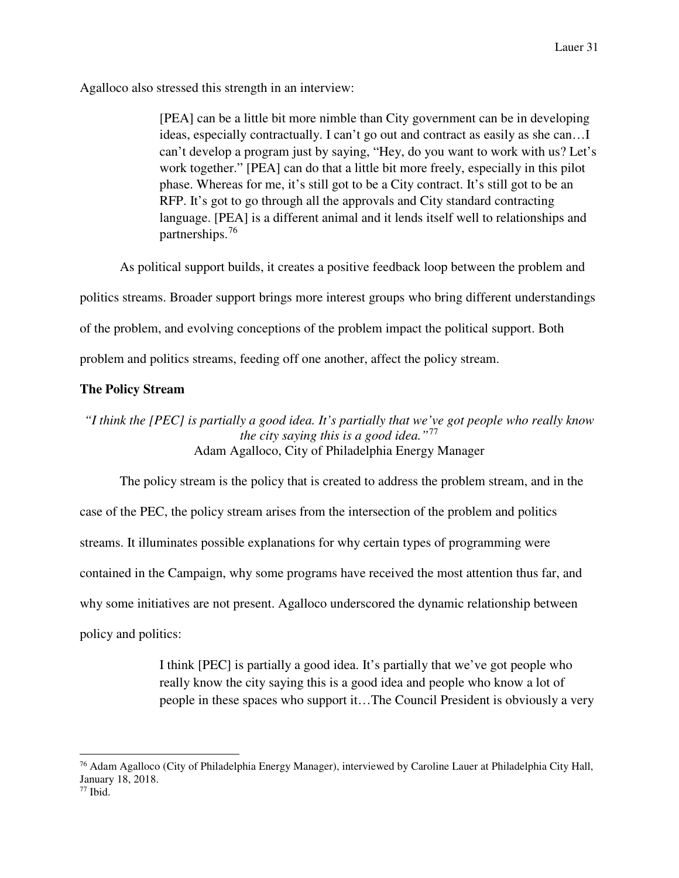Agalloco also stressed this strength in an interview:

> [PEA] can be a little bit more nimble than City government can be in developing ideas, especially contractually. I can't go out and contract as easily as she can…I can't develop a program just by saying, "Hey, do you want to work with us? Let's work together." [PEA] can do that a little bit more freely, especially in this pilot phase. Whereas for me, it's still got to be a City contract. It's still got to be an RFP. It's got to go through all the approvals and City standard contracting language. [PEA] is a different animal and it lends itself well to relationships and partnerships.[76]

As political support builds, it creates a positive feedback loop between the problem and politics streams. Broader support brings more interest groups who bring different understandings of the problem, and evolving conceptions of the problem impact the political support. Both problem and politics streams, feeding off one another, affect the policy stream.

### The Policy Stream

*"I think the [PEC] is partially a good idea. It's partially that we've got people who really know the city saying this is a good idea."*[77]
Adam Agalloco, City of Philadelphia Energy Manager

The policy stream is the policy that is created to address the problem stream, and in the case of the PEC, the policy stream arises from the intersection of the problem and politics streams. It illuminates possible explanations for why certain types of programming were contained in the Campaign, why some programs have received the most attention thus far, and why some initiatives are not present. Agalloco underscored the dynamic relationship between policy and politics:

> I think [PEC] is partially a good idea. It's partially that we've got people who really know the city saying this is a good idea and people who know a lot of people in these spaces who support it…The Council President is obviously a very

---

[76] Adam Agalloco (City of Philadelphia Energy Manager), interviewed by Caroline Lauer at Philadelphia City Hall, January 18, 2018.

[77] Ibid.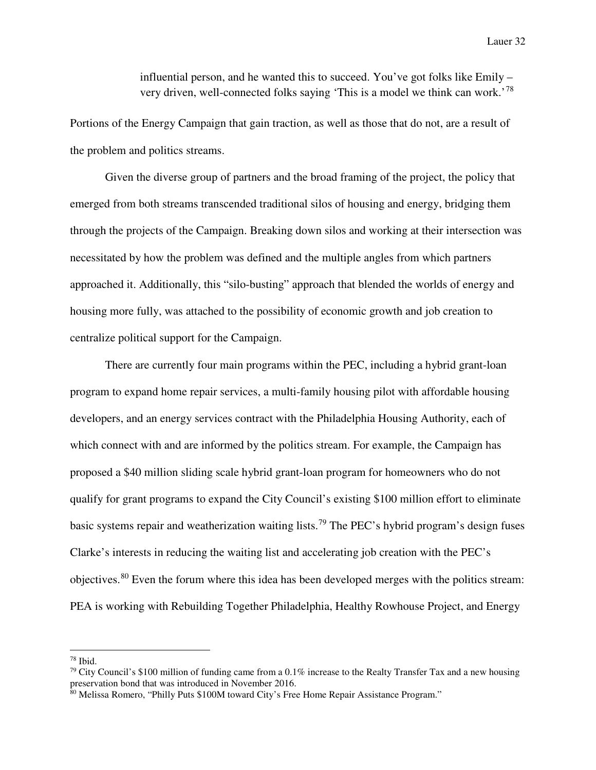> influential person, and he wanted this to succeed. You've got folks like Emily – very driven, well-connected folks saying 'This is a model we think can work.'[78]

Portions of the Energy Campaign that gain traction, as well as those that do not, are a result of the problem and politics streams.

Given the diverse group of partners and the broad framing of the project, the policy that emerged from both streams transcended traditional silos of housing and energy, bridging them through the projects of the Campaign. Breaking down silos and working at their intersection was necessitated by how the problem was defined and the multiple angles from which partners approached it. Additionally, this "silo-busting" approach that blended the worlds of energy and housing more fully, was attached to the possibility of economic growth and job creation to centralize political support for the Campaign.

There are currently four main programs within the PEC, including a hybrid grant-loan program to expand home repair services, a multi-family housing pilot with affordable housing developers, and an energy services contract with the Philadelphia Housing Authority, each of which connect with and are informed by the politics stream. For example, the Campaign has proposed a $40 million sliding scale hybrid grant-loan program for homeowners who do not qualify for grant programs to expand the City Council's existing $100 million effort to eliminate basic systems repair and weatherization waiting lists.[79] The PEC's hybrid program's design fuses Clarke's interests in reducing the waiting list and accelerating job creation with the PEC's objectives.[80] Even the forum where this idea has been developed merges with the politics stream: PEA is working with Rebuilding Together Philadelphia, Healthy Rowhouse Project, and Energy

---

[78] Ibid.

[79] City Council's $100 million of funding came from a 0.1% increase to the Realty Transfer Tax and a new housing preservation bond that was introduced in November 2016.

[80] Melissa Romero, "Philly Puts $100M toward City's Free Home Repair Assistance Program."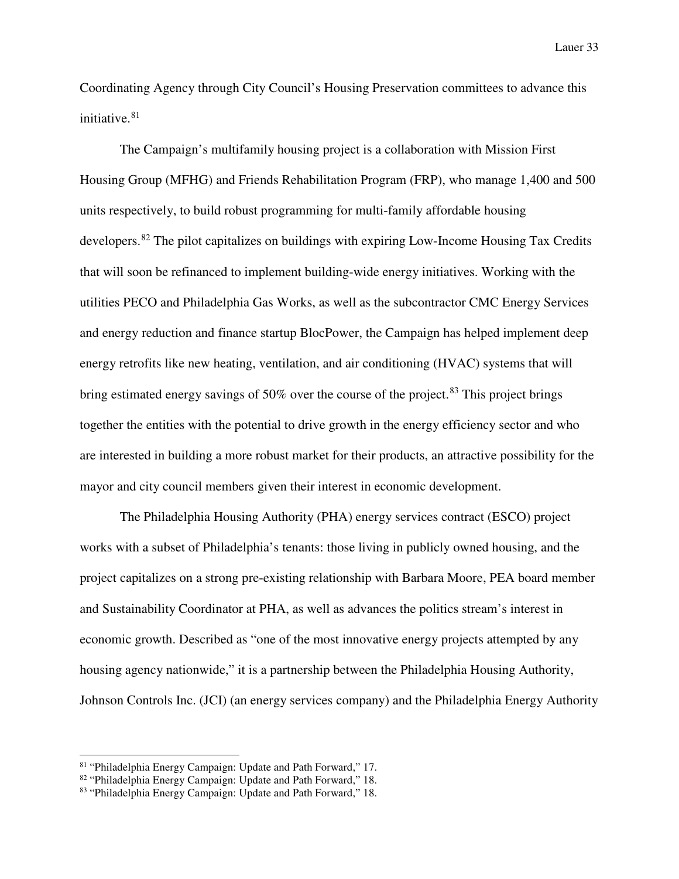Coordinating Agency through City Council's Housing Preservation committees to advance this initiative.[81]

The Campaign's multifamily housing project is a collaboration with Mission First Housing Group (MFHG) and Friends Rehabilitation Program (FRP), who manage 1,400 and 500 units respectively, to build robust programming for multi-family affordable housing developers.[82] The pilot capitalizes on buildings with expiring Low-Income Housing Tax Credits that will soon be refinanced to implement building-wide energy initiatives. Working with the utilities PECO and Philadelphia Gas Works, as well as the subcontractor CMC Energy Services and energy reduction and finance startup BlocPower, the Campaign has helped implement deep energy retrofits like new heating, ventilation, and air conditioning (HVAC) systems that will bring estimated energy savings of 50% over the course of the project.[83] This project brings together the entities with the potential to drive growth in the energy efficiency sector and who are interested in building a more robust market for their products, an attractive possibility for the mayor and city council members given their interest in economic development.

The Philadelphia Housing Authority (PHA) energy services contract (ESCO) project works with a subset of Philadelphia's tenants: those living in publicly owned housing, and the project capitalizes on a strong pre-existing relationship with Barbara Moore, PEA board member and Sustainability Coordinator at PHA, as well as advances the politics stream's interest in economic growth. Described as "one of the most innovative energy projects attempted by any housing agency nationwide," it is a partnership between the Philadelphia Housing Authority, Johnson Controls Inc. (JCI) (an energy services company) and the Philadelphia Energy Authority

[81] "Philadelphia Energy Campaign: Update and Path Forward," 17.
[82] "Philadelphia Energy Campaign: Update and Path Forward," 18.
[83] "Philadelphia Energy Campaign: Update and Path Forward," 18.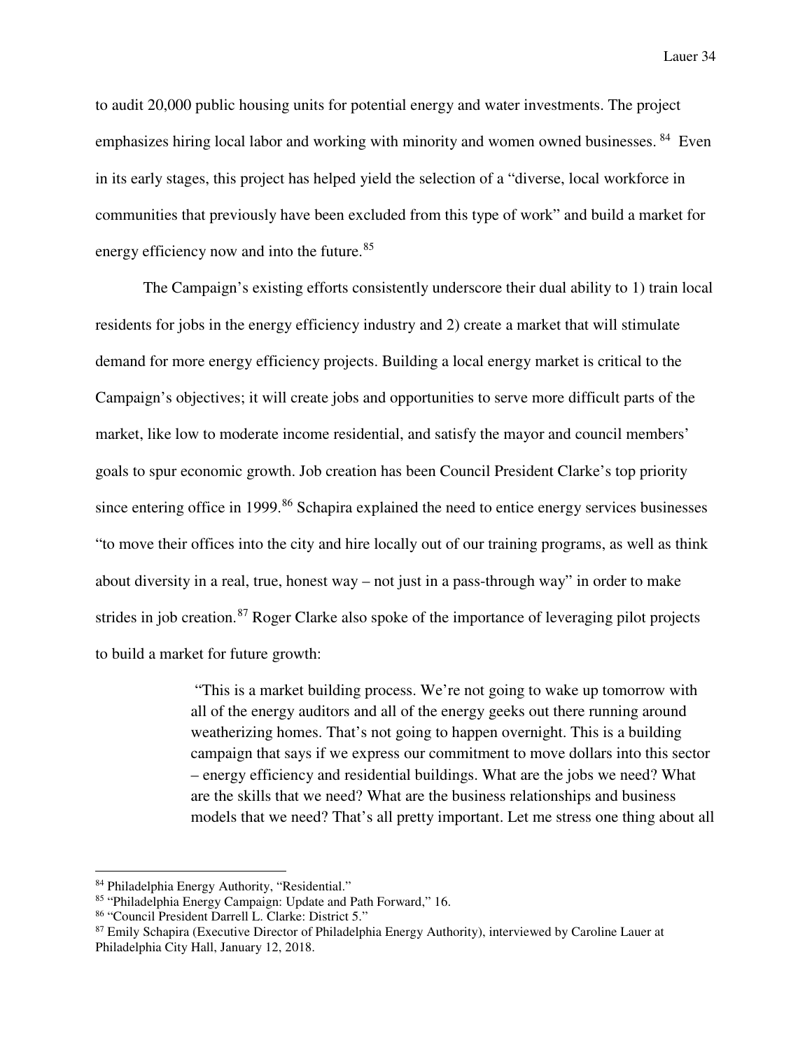to audit 20,000 public housing units for potential energy and water investments. The project emphasizes hiring local labor and working with minority and women owned businesses. [84] Even in its early stages, this project has helped yield the selection of a "diverse, local workforce in communities that previously have been excluded from this type of work" and build a market for energy efficiency now and into the future.[85]

The Campaign's existing efforts consistently underscore their dual ability to 1) train local residents for jobs in the energy efficiency industry and 2) create a market that will stimulate demand for more energy efficiency projects. Building a local energy market is critical to the Campaign's objectives; it will create jobs and opportunities to serve more difficult parts of the market, like low to moderate income residential, and satisfy the mayor and council members' goals to spur economic growth. Job creation has been Council President Clarke's top priority since entering office in 1999.[86] Schapira explained the need to entice energy services businesses "to move their offices into the city and hire locally out of our training programs, as well as think about diversity in a real, true, honest way – not just in a pass-through way" in order to make strides in job creation.[87] Roger Clarke also spoke of the importance of leveraging pilot projects to build a market for future growth:

> "This is a market building process. We're not going to wake up tomorrow with all of the energy auditors and all of the energy geeks out there running around weatherizing homes. That's not going to happen overnight. This is a building campaign that says if we express our commitment to move dollars into this sector – energy efficiency and residential buildings. What are the jobs we need? What are the skills that we need? What are the business relationships and business models that we need? That's all pretty important. Let me stress one thing about all

---

[84] Philadelphia Energy Authority, "Residential."

[85] "Philadelphia Energy Campaign: Update and Path Forward," 16.

[86] "Council President Darrell L. Clarke: District 5."

[87] Emily Schapira (Executive Director of Philadelphia Energy Authority), interviewed by Caroline Lauer at Philadelphia City Hall, January 12, 2018.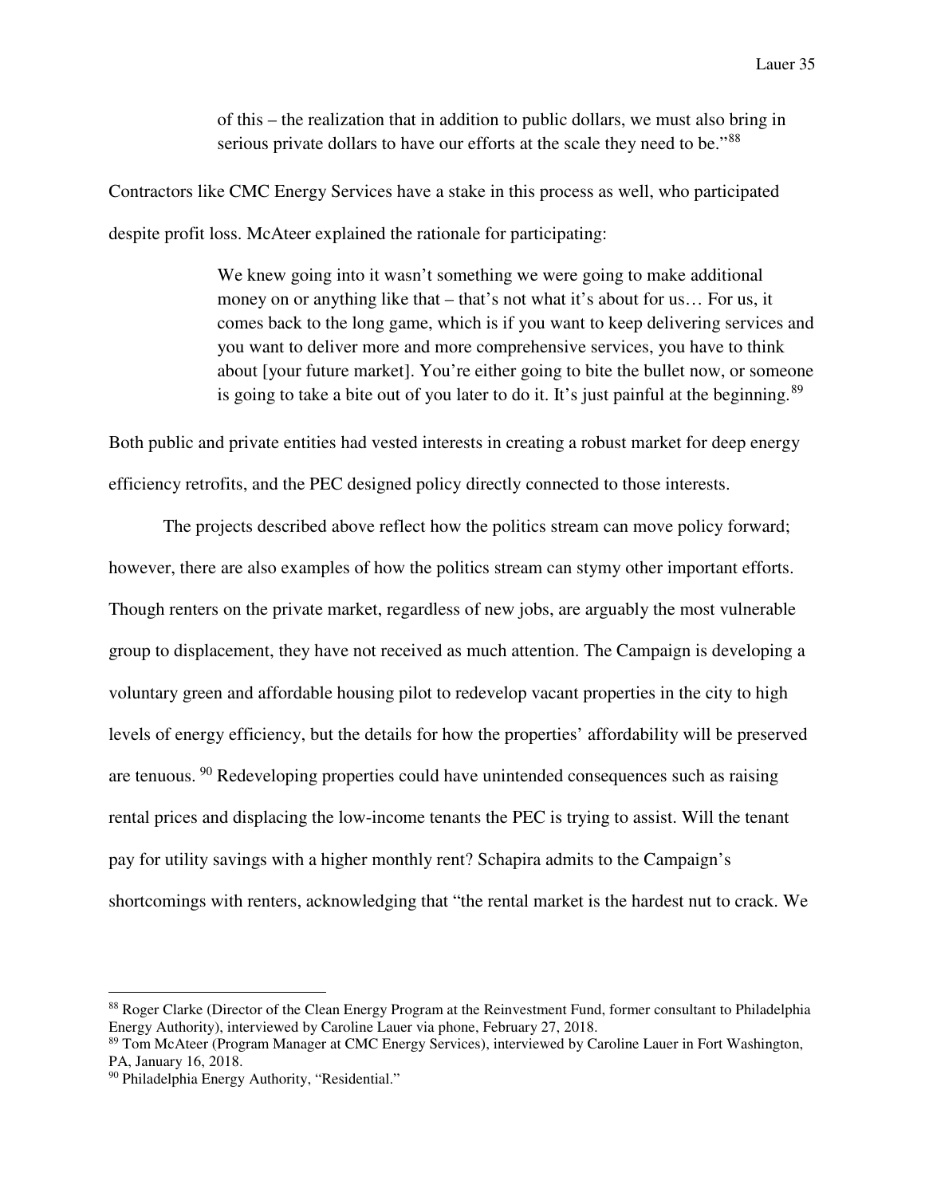> of this – the realization that in addition to public dollars, we must also bring in serious private dollars to have our efforts at the scale they need to be."[88]

Contractors like CMC Energy Services have a stake in this process as well, who participated despite profit loss. McAteer explained the rationale for participating:

> We knew going into it wasn't something we were going to make additional money on or anything like that – that's not what it's about for us… For us, it comes back to the long game, which is if you want to keep delivering services and you want to deliver more and more comprehensive services, you have to think about [your future market]. You're either going to bite the bullet now, or someone is going to take a bite out of you later to do it. It's just painful at the beginning.[89]

Both public and private entities had vested interests in creating a robust market for deep energy efficiency retrofits, and the PEC designed policy directly connected to those interests.

The projects described above reflect how the politics stream can move policy forward; however, there are also examples of how the politics stream can stymy other important efforts. Though renters on the private market, regardless of new jobs, are arguably the most vulnerable group to displacement, they have not received as much attention. The Campaign is developing a voluntary green and affordable housing pilot to redevelop vacant properties in the city to high levels of energy efficiency, but the details for how the properties' affordability will be preserved are tenuous. [90] Redeveloping properties could have unintended consequences such as raising rental prices and displacing the low-income tenants the PEC is trying to assist. Will the tenant pay for utility savings with a higher monthly rent? Schapira admits to the Campaign's shortcomings with renters, acknowledging that "the rental market is the hardest nut to crack. We

---

[88] Roger Clarke (Director of the Clean Energy Program at the Reinvestment Fund, former consultant to Philadelphia Energy Authority), interviewed by Caroline Lauer via phone, February 27, 2018.

[89] Tom McAteer (Program Manager at CMC Energy Services), interviewed by Caroline Lauer in Fort Washington, PA, January 16, 2018.

[90] Philadelphia Energy Authority, "Residential."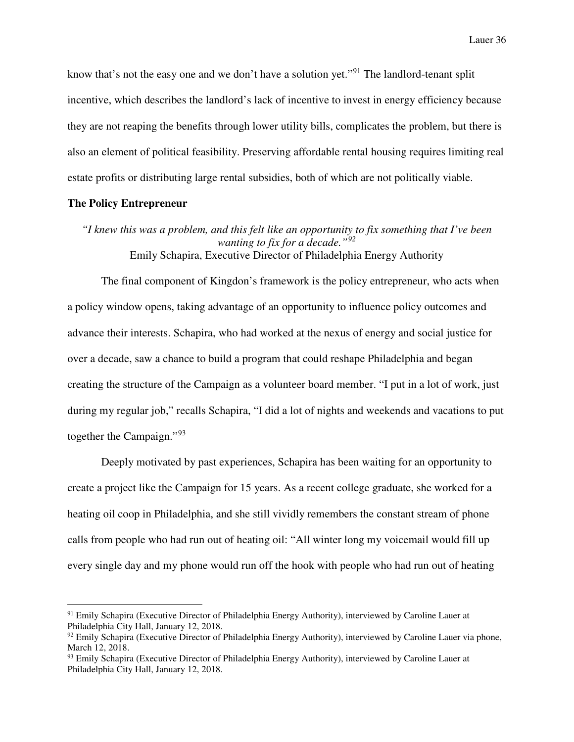know that's not the easy one and we don't have a solution yet."[91] The landlord-tenant split incentive, which describes the landlord's lack of incentive to invest in energy efficiency because they are not reaping the benefits through lower utility bills, complicates the problem, but there is also an element of political feasibility. Preserving affordable rental housing requires limiting real estate profits or distributing large rental subsidies, both of which are not politically viable.

**The Policy Entrepreneur**

*"I knew this was a problem, and this felt like an opportunity to fix something that I've been wanting to fix for a decade."[92]*
Emily Schapira, Executive Director of Philadelphia Energy Authority

The final component of Kingdon's framework is the policy entrepreneur, who acts when a policy window opens, taking advantage of an opportunity to influence policy outcomes and advance their interests. Schapira, who had worked at the nexus of energy and social justice for over a decade, saw a chance to build a program that could reshape Philadelphia and began creating the structure of the Campaign as a volunteer board member. "I put in a lot of work, just during my regular job," recalls Schapira, "I did a lot of nights and weekends and vacations to put together the Campaign."[93]

Deeply motivated by past experiences, Schapira has been waiting for an opportunity to create a project like the Campaign for 15 years. As a recent college graduate, she worked for a heating oil coop in Philadelphia, and she still vividly remembers the constant stream of phone calls from people who had run out of heating oil: "All winter long my voicemail would fill up every single day and my phone would run off the hook with people who had run out of heating

---

[91] Emily Schapira (Executive Director of Philadelphia Energy Authority), interviewed by Caroline Lauer at Philadelphia City Hall, January 12, 2018.

[92] Emily Schapira (Executive Director of Philadelphia Energy Authority), interviewed by Caroline Lauer via phone, March 12, 2018.

[93] Emily Schapira (Executive Director of Philadelphia Energy Authority), interviewed by Caroline Lauer at Philadelphia City Hall, January 12, 2018.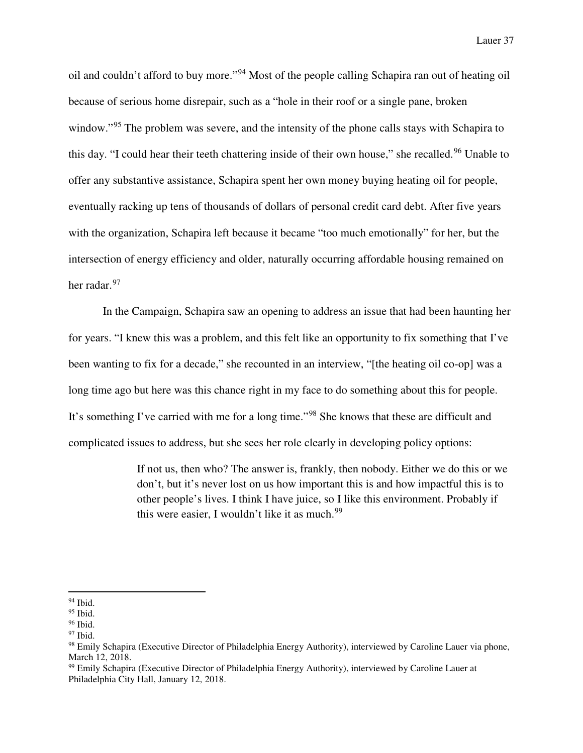oil and couldn't afford to buy more."[94] Most of the people calling Schapira ran out of heating oil because of serious home disrepair, such as a "hole in their roof or a single pane, broken window."[95] The problem was severe, and the intensity of the phone calls stays with Schapira to this day. "I could hear their teeth chattering inside of their own house," she recalled.[96] Unable to offer any substantive assistance, Schapira spent her own money buying heating oil for people, eventually racking up tens of thousands of dollars of personal credit card debt. After five years with the organization, Schapira left because it became "too much emotionally" for her, but the intersection of energy efficiency and older, naturally occurring affordable housing remained on her radar.[97]

In the Campaign, Schapira saw an opening to address an issue that had been haunting her for years. "I knew this was a problem, and this felt like an opportunity to fix something that I've been wanting to fix for a decade," she recounted in an interview, "[the heating oil co-op] was a long time ago but here was this chance right in my face to do something about this for people. It's something I've carried with me for a long time."[98] She knows that these are difficult and complicated issues to address, but she sees her role clearly in developing policy options:

> If not us, then who? The answer is, frankly, then nobody. Either we do this or we don't, but it's never lost on us how important this is and how impactful this is to other people's lives. I think I have juice, so I like this environment. Probably if this were easier, I wouldn't like it as much.[99]

---

[94] Ibid.
[95] Ibid.
[96] Ibid.
[97] Ibid.
[98] Emily Schapira (Executive Director of Philadelphia Energy Authority), interviewed by Caroline Lauer via phone, March 12, 2018.
[99] Emily Schapira (Executive Director of Philadelphia Energy Authority), interviewed by Caroline Lauer at Philadelphia City Hall, January 12, 2018.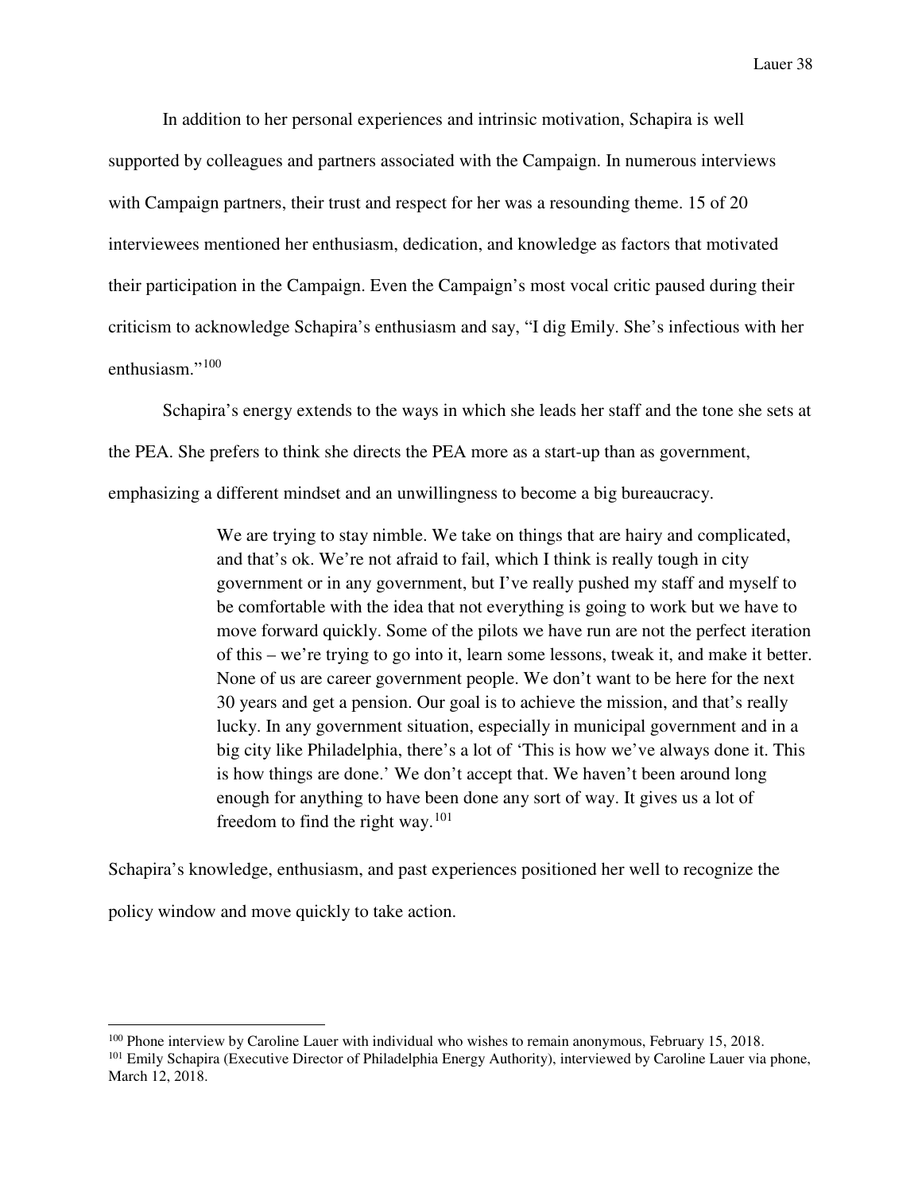In addition to her personal experiences and intrinsic motivation, Schapira is well supported by colleagues and partners associated with the Campaign. In numerous interviews with Campaign partners, their trust and respect for her was a resounding theme. 15 of 20 interviewees mentioned her enthusiasm, dedication, and knowledge as factors that motivated their participation in the Campaign. Even the Campaign's most vocal critic paused during their criticism to acknowledge Schapira's enthusiasm and say, "I dig Emily. She's infectious with her enthusiasm."[100]

Schapira's energy extends to the ways in which she leads her staff and the tone she sets at the PEA. She prefers to think she directs the PEA more as a start-up than as government, emphasizing a different mindset and an unwillingness to become a big bureaucracy.

> We are trying to stay nimble. We take on things that are hairy and complicated, and that's ok. We're not afraid to fail, which I think is really tough in city government or in any government, but I've really pushed my staff and myself to be comfortable with the idea that not everything is going to work but we have to move forward quickly. Some of the pilots we have run are not the perfect iteration of this – we're trying to go into it, learn some lessons, tweak it, and make it better. None of us are career government people. We don't want to be here for the next 30 years and get a pension. Our goal is to achieve the mission, and that's really lucky. In any government situation, especially in municipal government and in a big city like Philadelphia, there's a lot of 'This is how we've always done it. This is how things are done.' We don't accept that. We haven't been around long enough for anything to have been done any sort of way. It gives us a lot of freedom to find the right way.[101]

Schapira's knowledge, enthusiasm, and past experiences positioned her well to recognize the policy window and move quickly to take action.

---

[100] Phone interview by Caroline Lauer with individual who wishes to remain anonymous, February 15, 2018.

[101] Emily Schapira (Executive Director of Philadelphia Energy Authority), interviewed by Caroline Lauer via phone, March 12, 2018.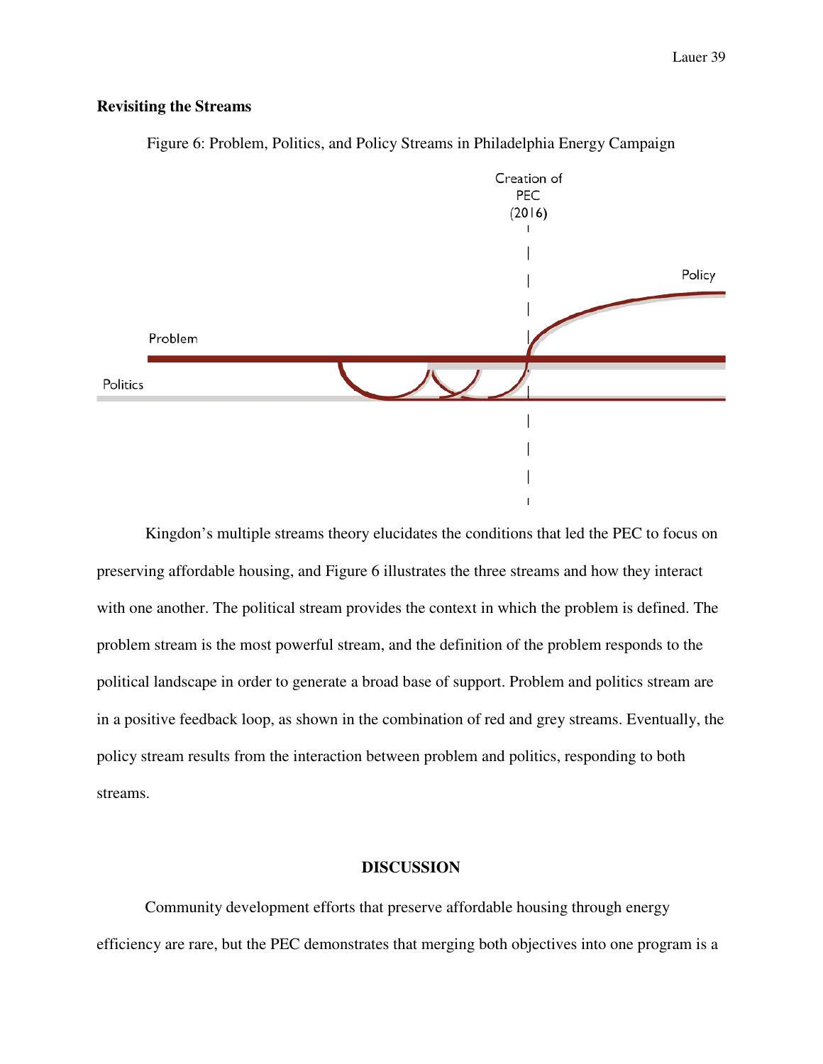**Revisiting the Streams**

Figure 6: Problem, Politics, and Policy Streams in Philadelphia Energy Campaign

Kingdon's multiple streams theory elucidates the conditions that led the PEC to focus on preserving affordable housing, and Figure 6 illustrates the three streams and how they interact with one another. The political stream provides the context in which the problem is defined. The problem stream is the most powerful stream, and the definition of the problem responds to the political landscape in order to generate a broad base of support. Problem and politics stream are in a positive feedback loop, as shown in the combination of red and grey streams. Eventually, the policy stream results from the interaction between problem and politics, responding to both streams.

## DISCUSSION

Community development efforts that preserve affordable housing through energy efficiency are rare, but the PEC demonstrates that merging both objectives into one program is a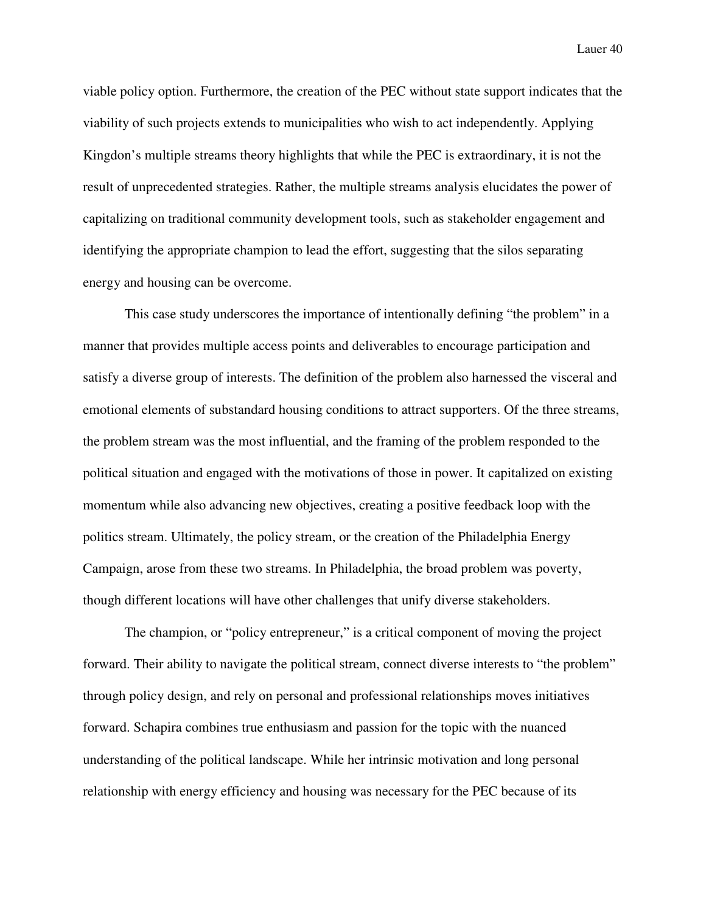viable policy option. Furthermore, the creation of the PEC without state support indicates that the viability of such projects extends to municipalities who wish to act independently. Applying Kingdon's multiple streams theory highlights that while the PEC is extraordinary, it is not the result of unprecedented strategies. Rather, the multiple streams analysis elucidates the power of capitalizing on traditional community development tools, such as stakeholder engagement and identifying the appropriate champion to lead the effort, suggesting that the silos separating energy and housing can be overcome.

This case study underscores the importance of intentionally defining "the problem" in a manner that provides multiple access points and deliverables to encourage participation and satisfy a diverse group of interests. The definition of the problem also harnessed the visceral and emotional elements of substandard housing conditions to attract supporters. Of the three streams, the problem stream was the most influential, and the framing of the problem responded to the political situation and engaged with the motivations of those in power. It capitalized on existing momentum while also advancing new objectives, creating a positive feedback loop with the politics stream. Ultimately, the policy stream, or the creation of the Philadelphia Energy Campaign, arose from these two streams. In Philadelphia, the broad problem was poverty, though different locations will have other challenges that unify diverse stakeholders.

The champion, or "policy entrepreneur," is a critical component of moving the project forward. Their ability to navigate the political stream, connect diverse interests to "the problem" through policy design, and rely on personal and professional relationships moves initiatives forward. Schapira combines true enthusiasm and passion for the topic with the nuanced understanding of the political landscape. While her intrinsic motivation and long personal relationship with energy efficiency and housing was necessary for the PEC because of its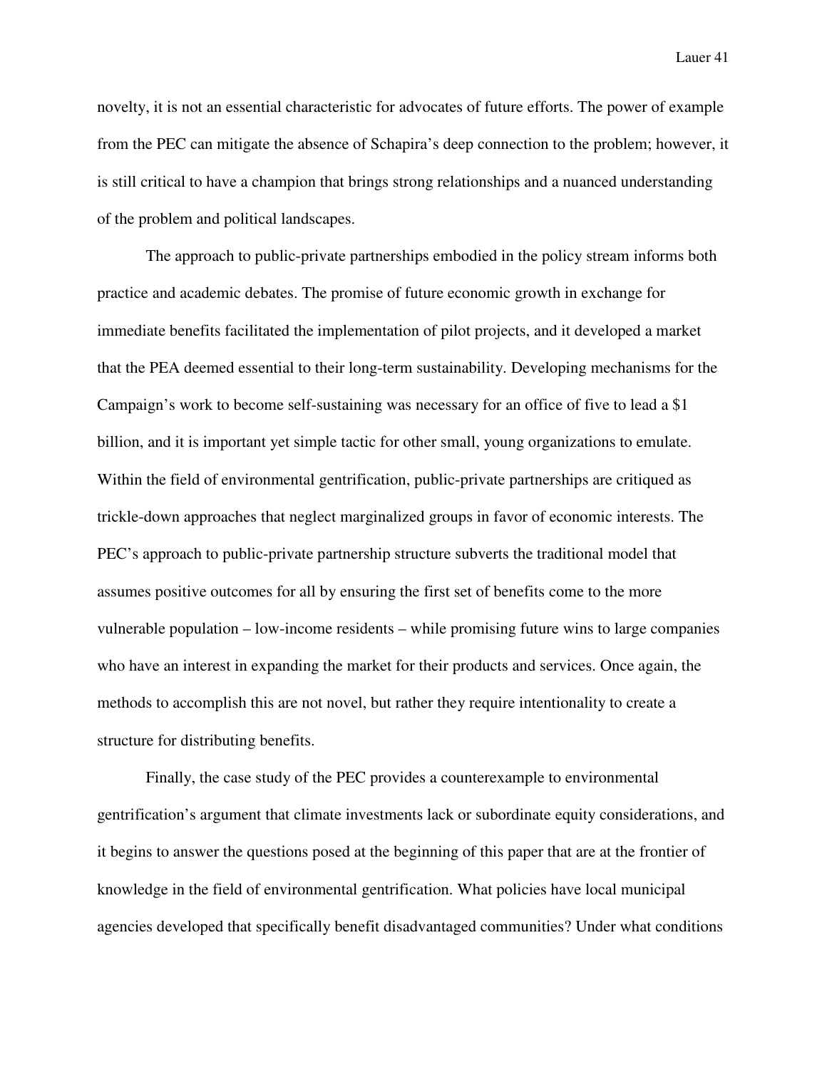novelty, it is not an essential characteristic for advocates of future efforts. The power of example from the PEC can mitigate the absence of Schapira's deep connection to the problem; however, it is still critical to have a champion that brings strong relationships and a nuanced understanding of the problem and political landscapes.

The approach to public-private partnerships embodied in the policy stream informs both practice and academic debates. The promise of future economic growth in exchange for immediate benefits facilitated the implementation of pilot projects, and it developed a market that the PEA deemed essential to their long-term sustainability. Developing mechanisms for the Campaign's work to become self-sustaining was necessary for an office of five to lead a $1 billion, and it is important yet simple tactic for other small, young organizations to emulate. Within the field of environmental gentrification, public-private partnerships are critiqued as trickle-down approaches that neglect marginalized groups in favor of economic interests. The PEC's approach to public-private partnership structure subverts the traditional model that assumes positive outcomes for all by ensuring the first set of benefits come to the more vulnerable population – low-income residents – while promising future wins to large companies who have an interest in expanding the market for their products and services. Once again, the methods to accomplish this are not novel, but rather they require intentionality to create a structure for distributing benefits.

Finally, the case study of the PEC provides a counterexample to environmental gentrification's argument that climate investments lack or subordinate equity considerations, and it begins to answer the questions posed at the beginning of this paper that are at the frontier of knowledge in the field of environmental gentrification. What policies have local municipal agencies developed that specifically benefit disadvantaged communities? Under what conditions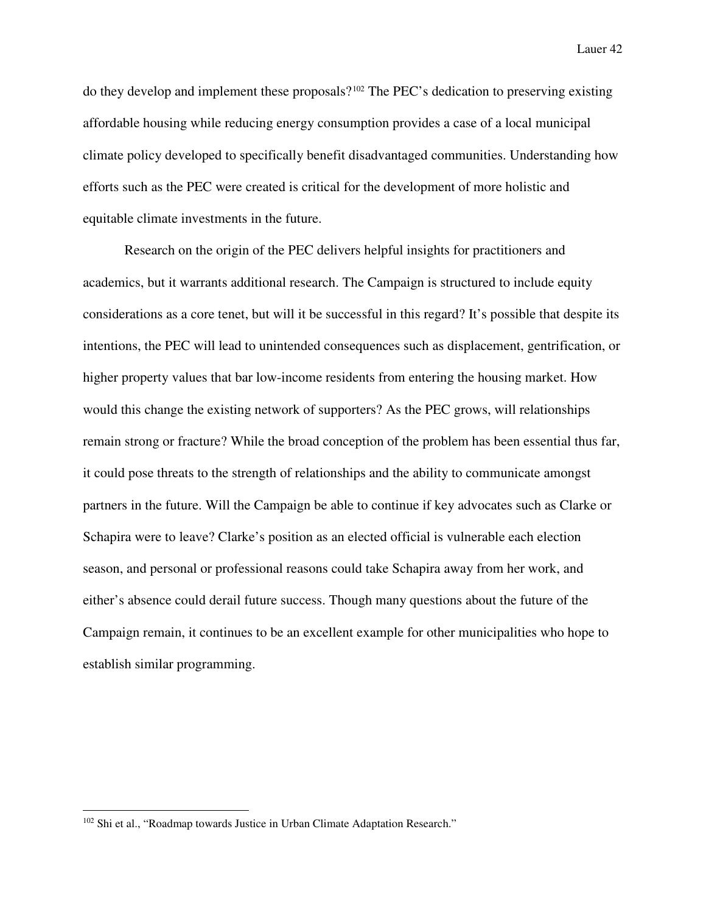do they develop and implement these proposals?[102] The PEC's dedication to preserving existing affordable housing while reducing energy consumption provides a case of a local municipal climate policy developed to specifically benefit disadvantaged communities. Understanding how efforts such as the PEC were created is critical for the development of more holistic and equitable climate investments in the future.

Research on the origin of the PEC delivers helpful insights for practitioners and academics, but it warrants additional research. The Campaign is structured to include equity considerations as a core tenet, but will it be successful in this regard? It's possible that despite its intentions, the PEC will lead to unintended consequences such as displacement, gentrification, or higher property values that bar low-income residents from entering the housing market. How would this change the existing network of supporters? As the PEC grows, will relationships remain strong or fracture? While the broad conception of the problem has been essential thus far, it could pose threats to the strength of relationships and the ability to communicate amongst partners in the future. Will the Campaign be able to continue if key advocates such as Clarke or Schapira were to leave? Clarke's position as an elected official is vulnerable each election season, and personal or professional reasons could take Schapira away from her work, and either's absence could derail future success. Though many questions about the future of the Campaign remain, it continues to be an excellent example for other municipalities who hope to establish similar programming.

---

[102] Shi et al., "Roadmap towards Justice in Urban Climate Adaptation Research."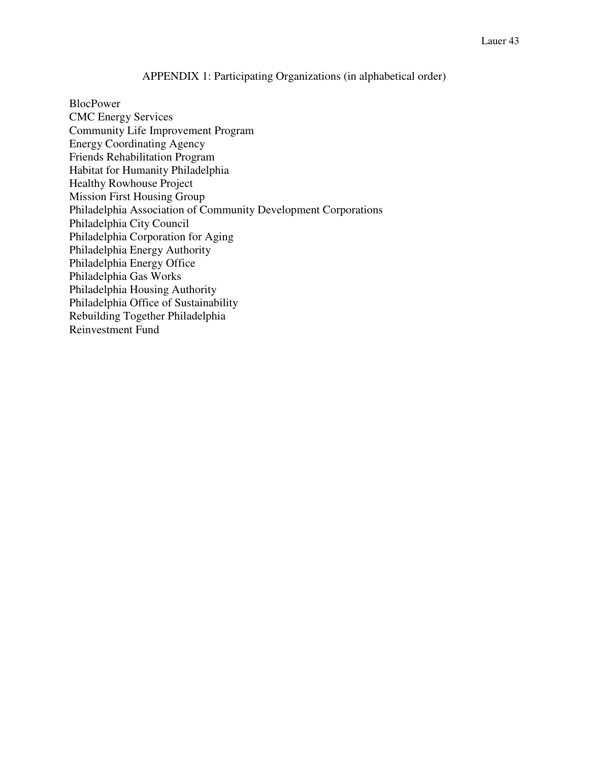# APPENDIX 1: Participating Organizations (in alphabetical order)

BlocPower
CMC Energy Services
Community Life Improvement Program
Energy Coordinating Agency
Friends Rehabilitation Program
Habitat for Humanity Philadelphia
Healthy Rowhouse Project
Mission First Housing Group
Philadelphia Association of Community Development Corporations
Philadelphia City Council
Philadelphia Corporation for Aging
Philadelphia Energy Authority
Philadelphia Energy Office
Philadelphia Gas Works
Philadelphia Housing Authority
Philadelphia Office of Sustainability
Rebuilding Together Philadelphia
Reinvestment Fund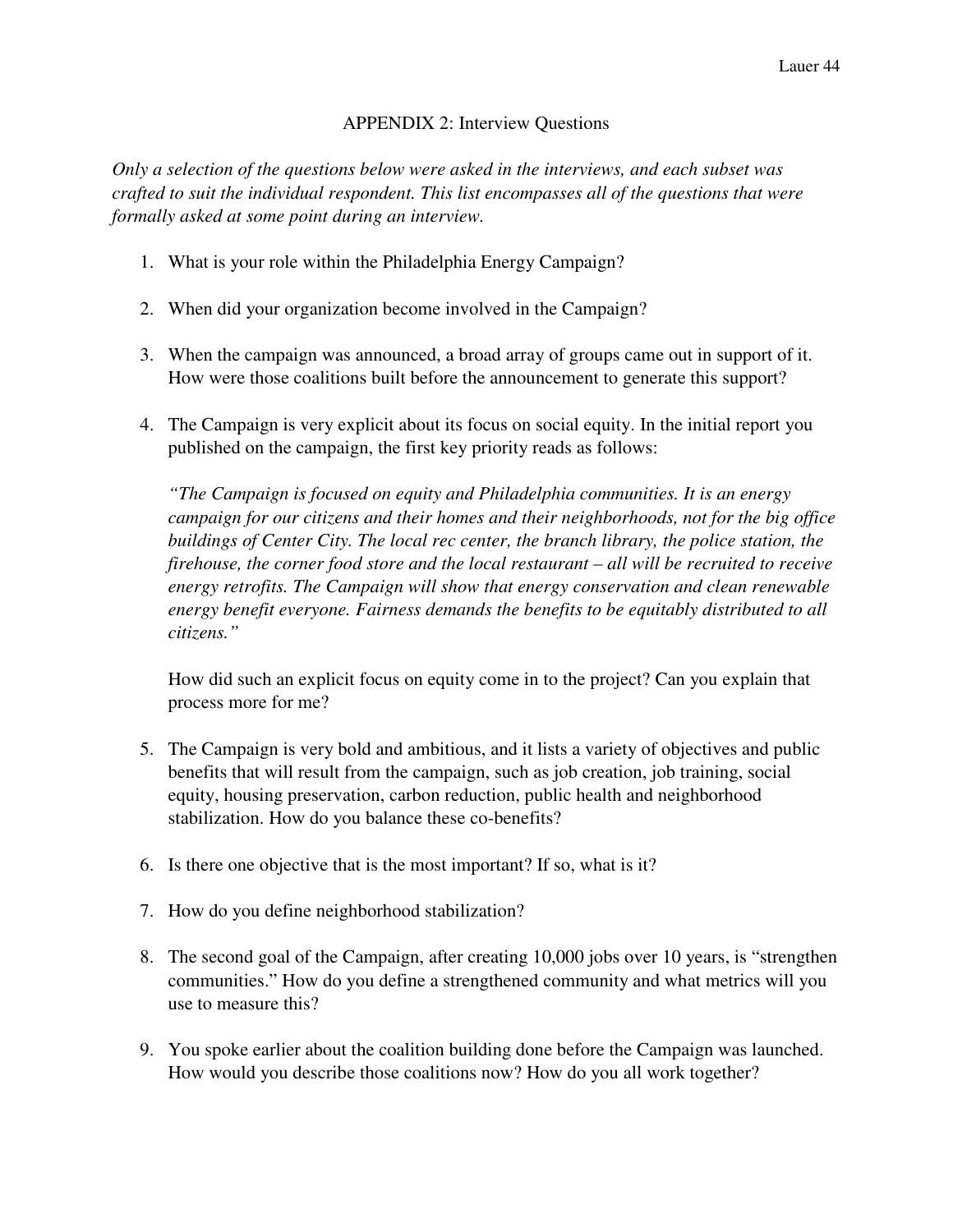## APPENDIX 2: Interview Questions

*Only a selection of the questions below were asked in the interviews, and each subset was crafted to suit the individual respondent. This list encompasses all of the questions that were formally asked at some point during an interview.*

1. What is your role within the Philadelphia Energy Campaign?

2. When did your organization become involved in the Campaign?

3. When the campaign was announced, a broad array of groups came out in support of it. How were those coalitions built before the announcement to generate this support?

4. The Campaign is very explicit about its focus on social equity. In the initial report you published on the campaign, the first key priority reads as follows:

   *"The Campaign is focused on equity and Philadelphia communities. It is an energy campaign for our citizens and their homes and their neighborhoods, not for the big office buildings of Center City. The local rec center, the branch library, the police station, the firehouse, the corner food store and the local restaurant – all will be recruited to receive energy retrofits. The Campaign will show that energy conservation and clean renewable energy benefit everyone. Fairness demands the benefits to be equitably distributed to all citizens."*

   How did such an explicit focus on equity come in to the project? Can you explain that process more for me?

5. The Campaign is very bold and ambitious, and it lists a variety of objectives and public benefits that will result from the campaign, such as job creation, job training, social equity, housing preservation, carbon reduction, public health and neighborhood stabilization. How do you balance these co-benefits?

6. Is there one objective that is the most important? If so, what is it?

7. How do you define neighborhood stabilization?

8. The second goal of the Campaign, after creating 10,000 jobs over 10 years, is "strengthen communities." How do you define a strengthened community and what metrics will you use to measure this?

9. You spoke earlier about the coalition building done before the Campaign was launched. How would you describe those coalitions now? How do you all work together?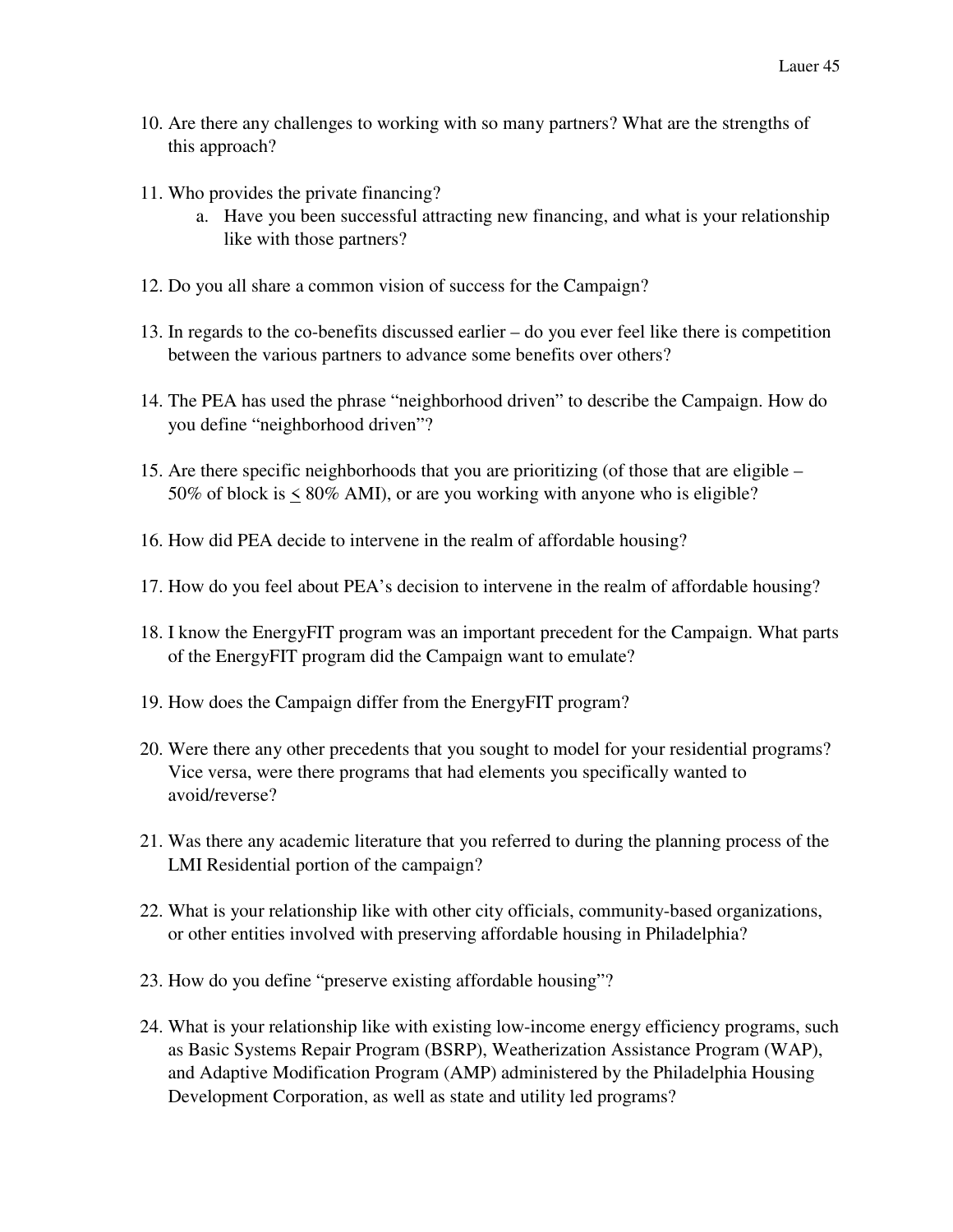10. Are there any challenges to working with so many partners? What are the strengths of this approach?

11. Who provides the private financing?
    a. Have you been successful attracting new financing, and what is your relationship like with those partners?

12. Do you all share a common vision of success for the Campaign?

13. In regards to the co-benefits discussed earlier – do you ever feel like there is competition between the various partners to advance some benefits over others?

14. The PEA has used the phrase "neighborhood driven" to describe the Campaign. How do you define "neighborhood driven"?

15. Are there specific neighborhoods that you are prioritizing (of those that are eligible – 50% of block is ≤ 80% AMI), or are you working with anyone who is eligible?

16. How did PEA decide to intervene in the realm of affordable housing?

17. How do you feel about PEA's decision to intervene in the realm of affordable housing?

18. I know the EnergyFIT program was an important precedent for the Campaign. What parts of the EnergyFIT program did the Campaign want to emulate?

19. How does the Campaign differ from the EnergyFIT program?

20. Were there any other precedents that you sought to model for your residential programs? Vice versa, were there programs that had elements you specifically wanted to avoid/reverse?

21. Was there any academic literature that you referred to during the planning process of the LMI Residential portion of the campaign?

22. What is your relationship like with other city officials, community-based organizations, or other entities involved with preserving affordable housing in Philadelphia?

23. How do you define "preserve existing affordable housing"?

24. What is your relationship like with existing low-income energy efficiency programs, such as Basic Systems Repair Program (BSRP), Weatherization Assistance Program (WAP), and Adaptive Modification Program (AMP) administered by the Philadelphia Housing Development Corporation, as well as state and utility led programs?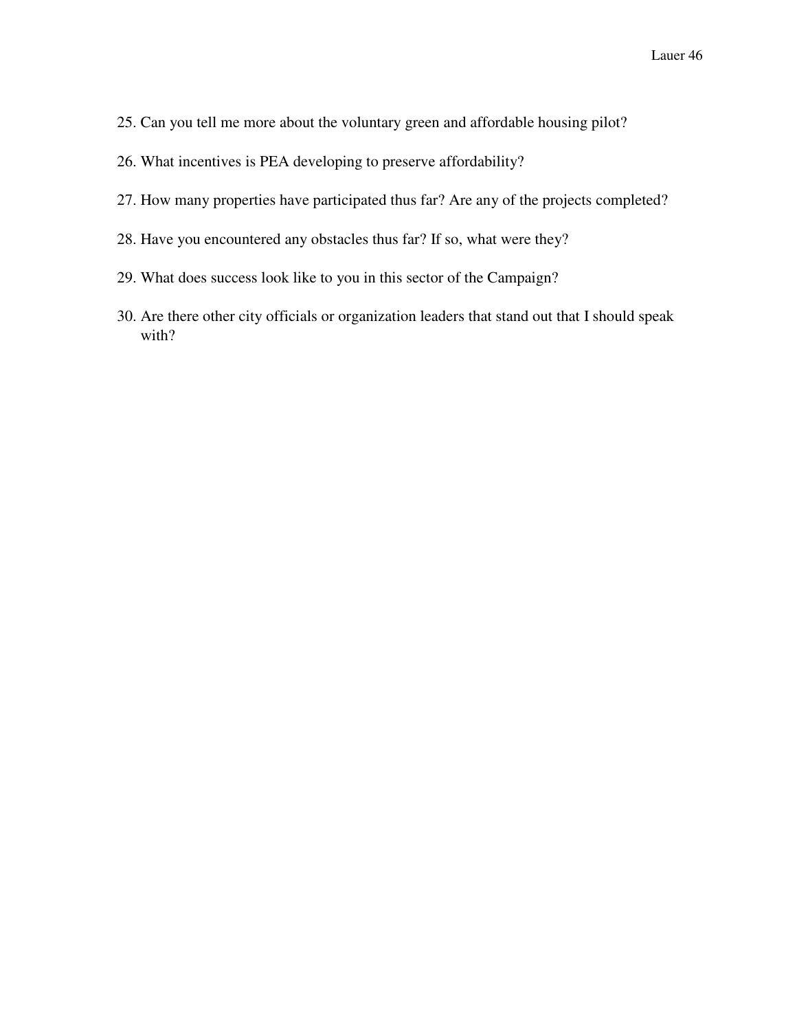25. Can you tell me more about the voluntary green and affordable housing pilot?

26. What incentives is PEA developing to preserve affordability?

27. How many properties have participated thus far? Are any of the projects completed?

28. Have you encountered any obstacles thus far? If so, what were they?

29. What does success look like to you in this sector of the Campaign?

30. Are there other city officials or organization leaders that stand out that I should speak with?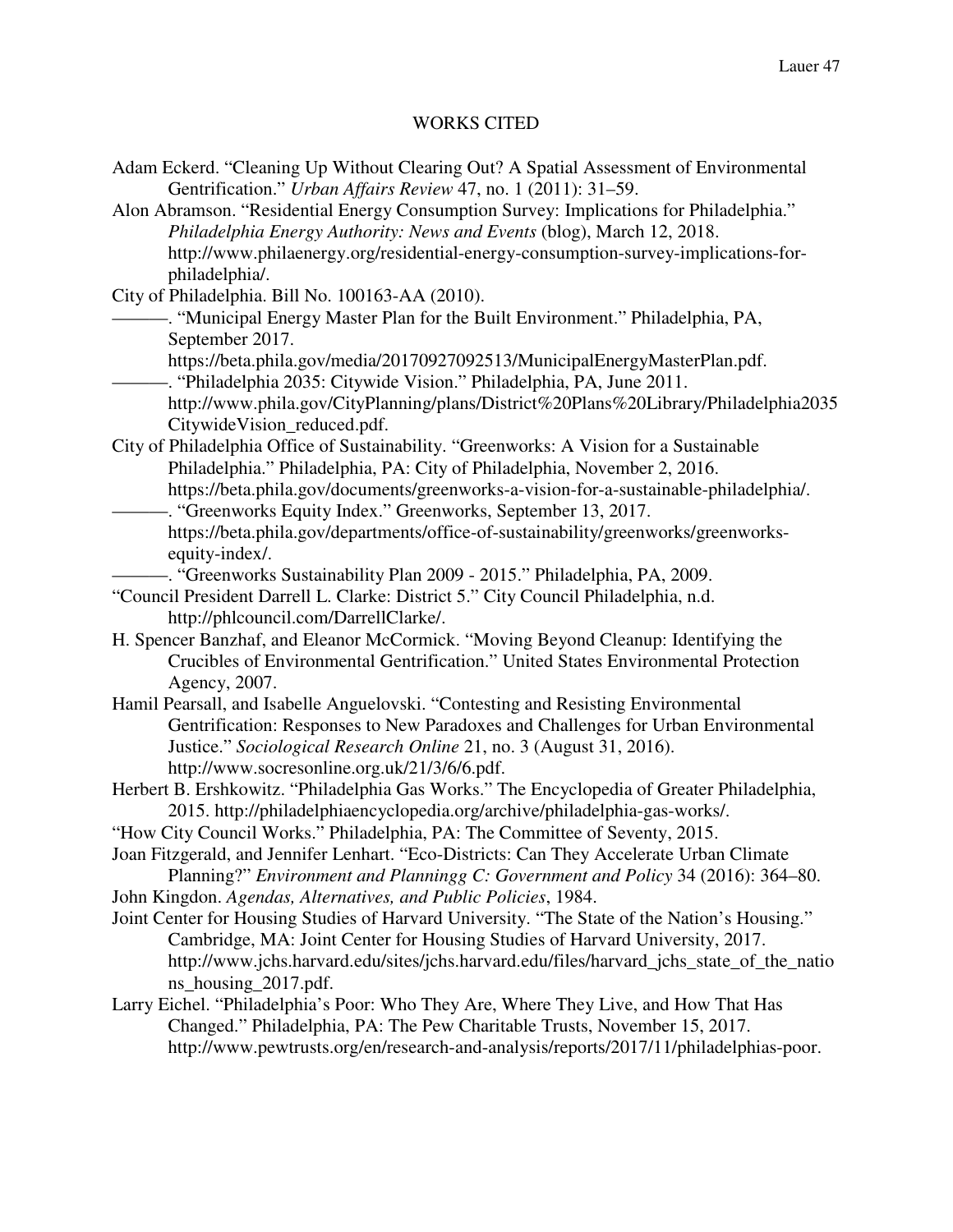# WORKS CITED

Adam Eckerd. "Cleaning Up Without Clearing Out? A Spatial Assessment of Environmental Gentrification." *Urban Affairs Review* 47, no. 1 (2011): 31–59.

Alon Abramson. "Residential Energy Consumption Survey: Implications for Philadelphia." *Philadelphia Energy Authority: News and Events* (blog), March 12, 2018. http://www.philaenergy.org/residential-energy-consumption-survey-implications-for-philadelphia/.

City of Philadelphia. Bill No. 100163-AA (2010).

———. "Municipal Energy Master Plan for the Built Environment." Philadelphia, PA, September 2017. https://beta.phila.gov/media/20170927092513/MunicipalEnergyMasterPlan.pdf.

———. "Philadelphia 2035: Citywide Vision." Philadelphia, PA, June 2011. http://www.phila.gov/CityPlanning/plans/District%20Plans%20Library/Philadelphia2035CitywideVision_reduced.pdf.

City of Philadelphia Office of Sustainability. "Greenworks: A Vision for a Sustainable Philadelphia." Philadelphia, PA: City of Philadelphia, November 2, 2016. https://beta.phila.gov/documents/greenworks-a-vision-for-a-sustainable-philadelphia/.

———. "Greenworks Equity Index." Greenworks, September 13, 2017. https://beta.phila.gov/departments/office-of-sustainability/greenworks/greenworks-equity-index/.

———. "Greenworks Sustainability Plan 2009 - 2015." Philadelphia, PA, 2009.

"Council President Darrell L. Clarke: District 5." City Council Philadelphia, n.d. http://phlcouncil.com/DarrellClarke/.

H. Spencer Banzhaf, and Eleanor McCormick. "Moving Beyond Cleanup: Identifying the Crucibles of Environmental Gentrification." United States Environmental Protection Agency, 2007.

Hamil Pearsall, and Isabelle Anguelovski. "Contesting and Resisting Environmental Gentrification: Responses to New Paradoxes and Challenges for Urban Environmental Justice." *Sociological Research Online* 21, no. 3 (August 31, 2016). http://www.socresonline.org.uk/21/3/6/6.pdf.

Herbert B. Ershkowitz. "Philadelphia Gas Works." The Encyclopedia of Greater Philadelphia, 2015. http://philadelphiaencyclopedia.org/archive/philadelphia-gas-works/.

"How City Council Works." Philadelphia, PA: The Committee of Seventy, 2015.

Joan Fitzgerald, and Jennifer Lenhart. "Eco-Districts: Can They Accelerate Urban Climate Planning?" *Environment and Planningg C: Government and Policy* 34 (2016): 364–80.

John Kingdon. *Agendas, Alternatives, and Public Policies*, 1984.

Joint Center for Housing Studies of Harvard University. "The State of the Nation's Housing." Cambridge, MA: Joint Center for Housing Studies of Harvard University, 2017. http://www.jchs.harvard.edu/sites/jchs.harvard.edu/files/harvard_jchs_state_of_the_nations_housing_2017.pdf.

Larry Eichel. "Philadelphia's Poor: Who They Are, Where They Live, and How That Has Changed." Philadelphia, PA: The Pew Charitable Trusts, November 15, 2017. http://www.pewtrusts.org/en/research-and-analysis/reports/2017/11/philadelphias-poor.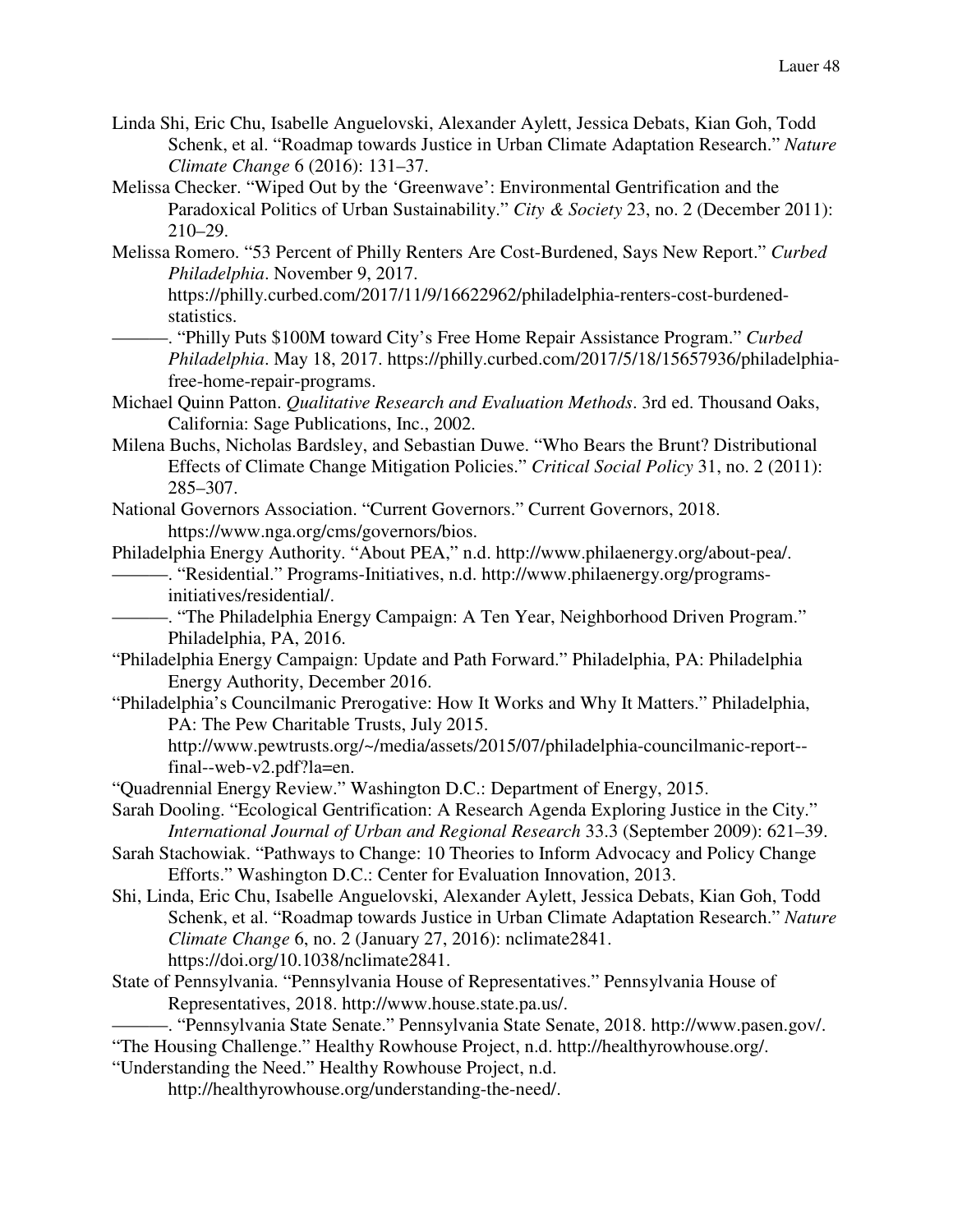Linda Shi, Eric Chu, Isabelle Anguelovski, Alexander Aylett, Jessica Debats, Kian Goh, Todd Schenk, et al. "Roadmap towards Justice in Urban Climate Adaptation Research." *Nature Climate Change* 6 (2016): 131–37.

Melissa Checker. "Wiped Out by the 'Greenwave': Environmental Gentrification and the Paradoxical Politics of Urban Sustainability." *City & Society* 23, no. 2 (December 2011): 210–29.

Melissa Romero. "53 Percent of Philly Renters Are Cost-Burdened, Says New Report." *Curbed Philadelphia*. November 9, 2017. https://philly.curbed.com/2017/11/9/16622962/philadelphia-renters-cost-burdened-statistics.

———. "Philly Puts $100M toward City's Free Home Repair Assistance Program." *Curbed Philadelphia*. May 18, 2017. https://philly.curbed.com/2017/5/18/15657936/philadelphia-free-home-repair-programs.

Michael Quinn Patton. *Qualitative Research and Evaluation Methods*. 3rd ed. Thousand Oaks, California: Sage Publications, Inc., 2002.

Milena Buchs, Nicholas Bardsley, and Sebastian Duwe. "Who Bears the Brunt? Distributional Effects of Climate Change Mitigation Policies." *Critical Social Policy* 31, no. 2 (2011): 285–307.

National Governors Association. "Current Governors." Current Governors, 2018. https://www.nga.org/cms/governors/bios.

Philadelphia Energy Authority. "About PEA," n.d. http://www.philaenergy.org/about-pea/.

———. "Residential." Programs-Initiatives, n.d. http://www.philaenergy.org/programs-initiatives/residential/.

———. "The Philadelphia Energy Campaign: A Ten Year, Neighborhood Driven Program." Philadelphia, PA, 2016.

"Philadelphia Energy Campaign: Update and Path Forward." Philadelphia, PA: Philadelphia Energy Authority, December 2016.

"Philadelphia's Councilmanic Prerogative: How It Works and Why It Matters." Philadelphia, PA: The Pew Charitable Trusts, July 2015. http://www.pewtrusts.org/~/media/assets/2015/07/philadelphia-councilmanic-report--final--web-v2.pdf?la=en.

"Quadrennial Energy Review." Washington D.C.: Department of Energy, 2015.

Sarah Dooling. "Ecological Gentrification: A Research Agenda Exploring Justice in the City." *International Journal of Urban and Regional Research* 33.3 (September 2009): 621–39.

Sarah Stachowiak. "Pathways to Change: 10 Theories to Inform Advocacy and Policy Change Efforts." Washington D.C.: Center for Evaluation Innovation, 2013.

Shi, Linda, Eric Chu, Isabelle Anguelovski, Alexander Aylett, Jessica Debats, Kian Goh, Todd Schenk, et al. "Roadmap towards Justice in Urban Climate Adaptation Research." *Nature Climate Change* 6, no. 2 (January 27, 2016): nclimate2841. https://doi.org/10.1038/nclimate2841.

State of Pennsylvania. "Pennsylvania House of Representatives." Pennsylvania House of Representatives, 2018. http://www.house.state.pa.us/.

———. "Pennsylvania State Senate." Pennsylvania State Senate, 2018. http://www.pasen.gov/.

"The Housing Challenge." Healthy Rowhouse Project, n.d. http://healthyrowhouse.org/.

"Understanding the Need." Healthy Rowhouse Project, n.d. http://healthyrowhouse.org/understanding-the-need/.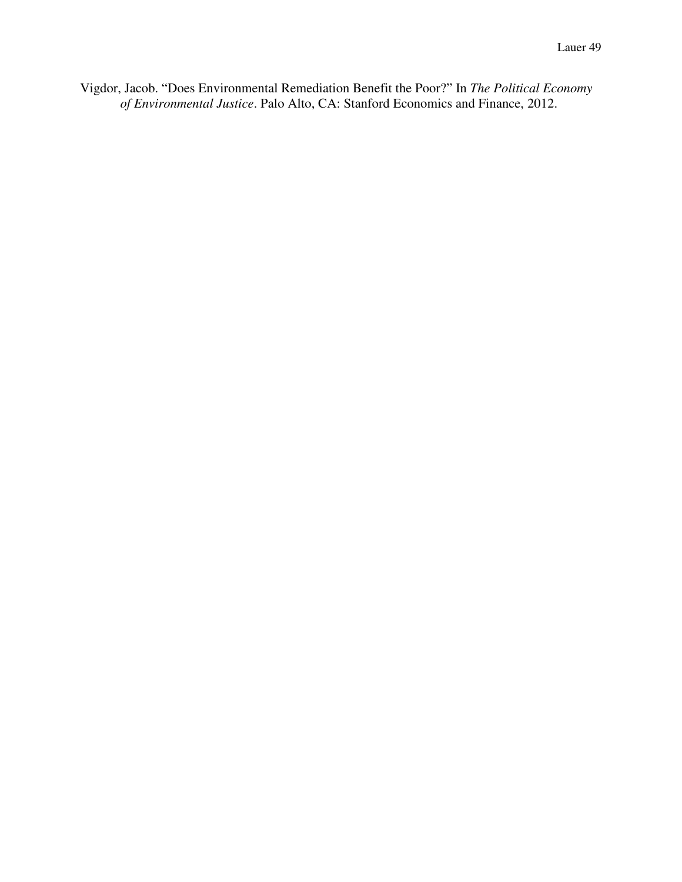Vigdor, Jacob. "Does Environmental Remediation Benefit the Poor?" In *The Political Economy of Environmental Justice*. Palo Alto, CA: Stanford Economics and Finance, 2012.